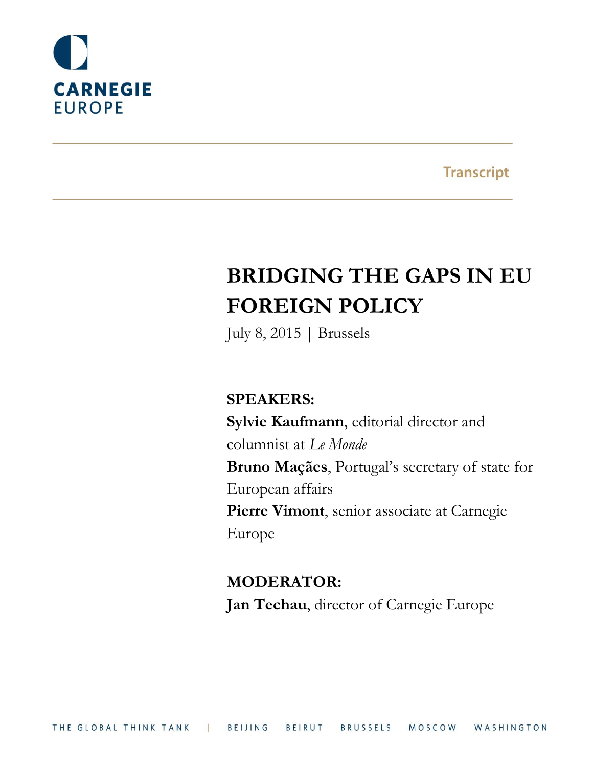CARNEGIE
EUROPE

Transcript

# BRIDGING THE GAPS IN EU FOREIGN POLICY

July 8, 2015 | Brussels

**SPEAKERS:**

**Sylvie Kaufmann**, editorial director and columnist at *Le Monde*

**Bruno Maçães**, Portugal's secretary of state for European affairs

**Pierre Vimont**, senior associate at Carnegie Europe

**MODERATOR:**

**Jan Techau**, director of Carnegie Europe

THE GLOBAL THINK TANK | BEIJING BEIRUT BRUSSELS MOSCOW WASHINGTON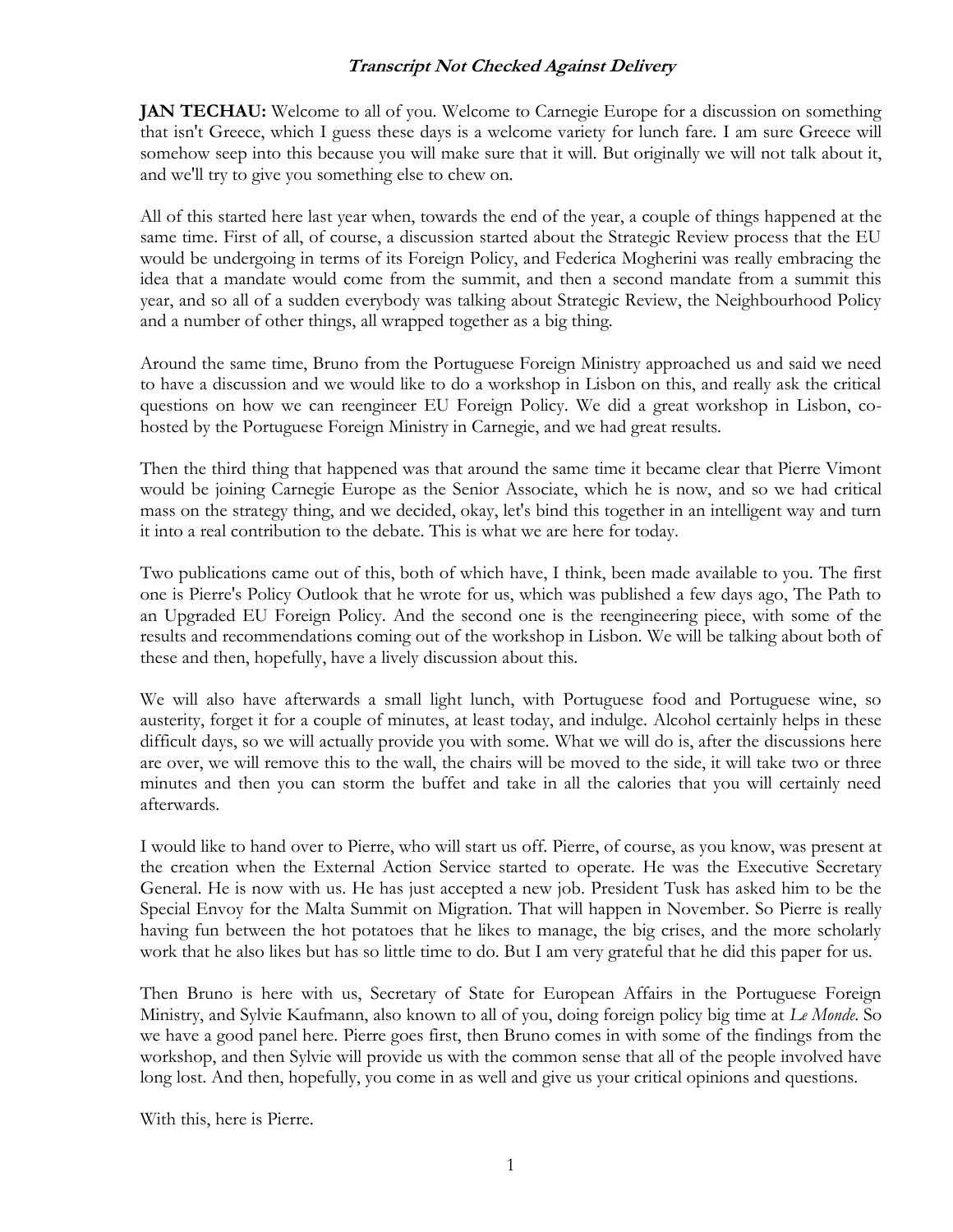***Transcript Not Checked Against Delivery***

**JAN TECHAU:** Welcome to all of you. Welcome to Carnegie Europe for a discussion on something that isn't Greece, which I guess these days is a welcome variety for lunch fare. I am sure Greece will somehow seep into this because you will make sure that it will. But originally we will not talk about it, and we'll try to give you something else to chew on.

All of this started here last year when, towards the end of the year, a couple of things happened at the same time. First of all, of course, a discussion started about the Strategic Review process that the EU would be undergoing in terms of its Foreign Policy, and Federica Mogherini was really embracing the idea that a mandate would come from the summit, and then a second mandate from a summit this year, and so all of a sudden everybody was talking about Strategic Review, the Neighbourhood Policy and a number of other things, all wrapped together as a big thing.

Around the same time, Bruno from the Portuguese Foreign Ministry approached us and said we need to have a discussion and we would like to do a workshop in Lisbon on this, and really ask the critical questions on how we can reengineer EU Foreign Policy. We did a great workshop in Lisbon, co-hosted by the Portuguese Foreign Ministry in Carnegie, and we had great results.

Then the third thing that happened was that around the same time it became clear that Pierre Vimont would be joining Carnegie Europe as the Senior Associate, which he is now, and so we had critical mass on the strategy thing, and we decided, okay, let's bind this together in an intelligent way and turn it into a real contribution to the debate. This is what we are here for today.

Two publications came out of this, both of which have, I think, been made available to you. The first one is Pierre's Policy Outlook that he wrote for us, which was published a few days ago, The Path to an Upgraded EU Foreign Policy. And the second one is the reengineering piece, with some of the results and recommendations coming out of the workshop in Lisbon. We will be talking about both of these and then, hopefully, have a lively discussion about this.

We will also have afterwards a small light lunch, with Portuguese food and Portuguese wine, so austerity, forget it for a couple of minutes, at least today, and indulge. Alcohol certainly helps in these difficult days, so we will actually provide you with some. What we will do is, after the discussions here are over, we will remove this to the wall, the chairs will be moved to the side, it will take two or three minutes and then you can storm the buffet and take in all the calories that you will certainly need afterwards.

I would like to hand over to Pierre, who will start us off. Pierre, of course, as you know, was present at the creation when the External Action Service started to operate. He was the Executive Secretary General. He is now with us. He has just accepted a new job. President Tusk has asked him to be the Special Envoy for the Malta Summit on Migration. That will happen in November. So Pierre is really having fun between the hot potatoes that he likes to manage, the big crises, and the more scholarly work that he also likes but has so little time to do. But I am very grateful that he did this paper for us.

Then Bruno is here with us, Secretary of State for European Affairs in the Portuguese Foreign Ministry, and Sylvie Kaufmann, also known to all of you, doing foreign policy big time at *Le Monde*. So we have a good panel here. Pierre goes first, then Bruno comes in with some of the findings from the workshop, and then Sylvie will provide us with the common sense that all of the people involved have long lost. And then, hopefully, you come in as well and give us your critical opinions and questions.

With this, here is Pierre.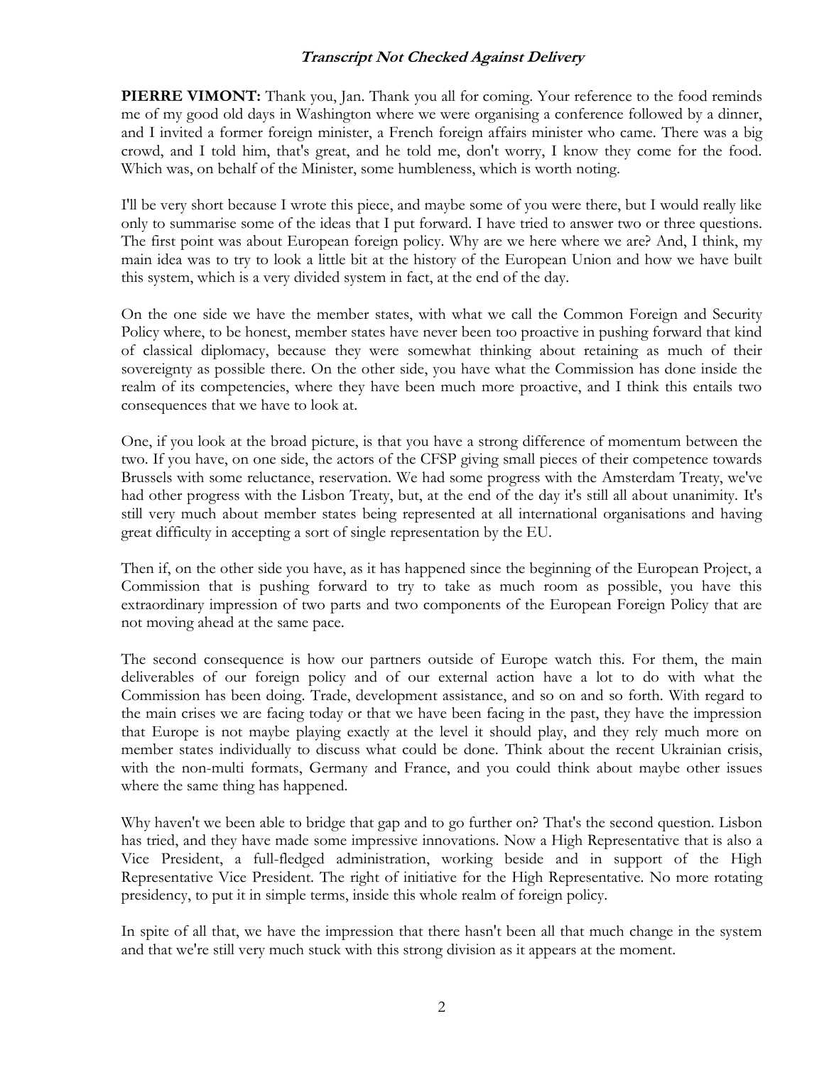***Transcript Not Checked Against Delivery***

**PIERRE VIMONT:** Thank you, Jan. Thank you all for coming. Your reference to the food reminds me of my good old days in Washington where we were organising a conference followed by a dinner, and I invited a former foreign minister, a French foreign affairs minister who came. There was a big crowd, and I told him, that's great, and he told me, don't worry, I know they come for the food. Which was, on behalf of the Minister, some humbleness, which is worth noting.

I'll be very short because I wrote this piece, and maybe some of you were there, but I would really like only to summarise some of the ideas that I put forward. I have tried to answer two or three questions. The first point was about European foreign policy. Why are we here where we are? And, I think, my main idea was to try to look a little bit at the history of the European Union and how we have built this system, which is a very divided system in fact, at the end of the day.

On the one side we have the member states, with what we call the Common Foreign and Security Policy where, to be honest, member states have never been too proactive in pushing forward that kind of classical diplomacy, because they were somewhat thinking about retaining as much of their sovereignty as possible there. On the other side, you have what the Commission has done inside the realm of its competencies, where they have been much more proactive, and I think this entails two consequences that we have to look at.

One, if you look at the broad picture, is that you have a strong difference of momentum between the two. If you have, on one side, the actors of the CFSP giving small pieces of their competence towards Brussels with some reluctance, reservation. We had some progress with the Amsterdam Treaty, we've had other progress with the Lisbon Treaty, but, at the end of the day it's still all about unanimity. It's still very much about member states being represented at all international organisations and having great difficulty in accepting a sort of single representation by the EU.

Then if, on the other side you have, as it has happened since the beginning of the European Project, a Commission that is pushing forward to try to take as much room as possible, you have this extraordinary impression of two parts and two components of the European Foreign Policy that are not moving ahead at the same pace.

The second consequence is how our partners outside of Europe watch this. For them, the main deliverables of our foreign policy and of our external action have a lot to do with what the Commission has been doing. Trade, development assistance, and so on and so forth. With regard to the main crises we are facing today or that we have been facing in the past, they have the impression that Europe is not maybe playing exactly at the level it should play, and they rely much more on member states individually to discuss what could be done. Think about the recent Ukrainian crisis, with the non-multi formats, Germany and France, and you could think about maybe other issues where the same thing has happened.

Why haven't we been able to bridge that gap and to go further on? That's the second question. Lisbon has tried, and they have made some impressive innovations. Now a High Representative that is also a Vice President, a full-fledged administration, working beside and in support of the High Representative Vice President. The right of initiative for the High Representative. No more rotating presidency, to put it in simple terms, inside this whole realm of foreign policy.

In spite of all that, we have the impression that there hasn't been all that much change in the system and that we're still very much stuck with this strong division as it appears at the moment.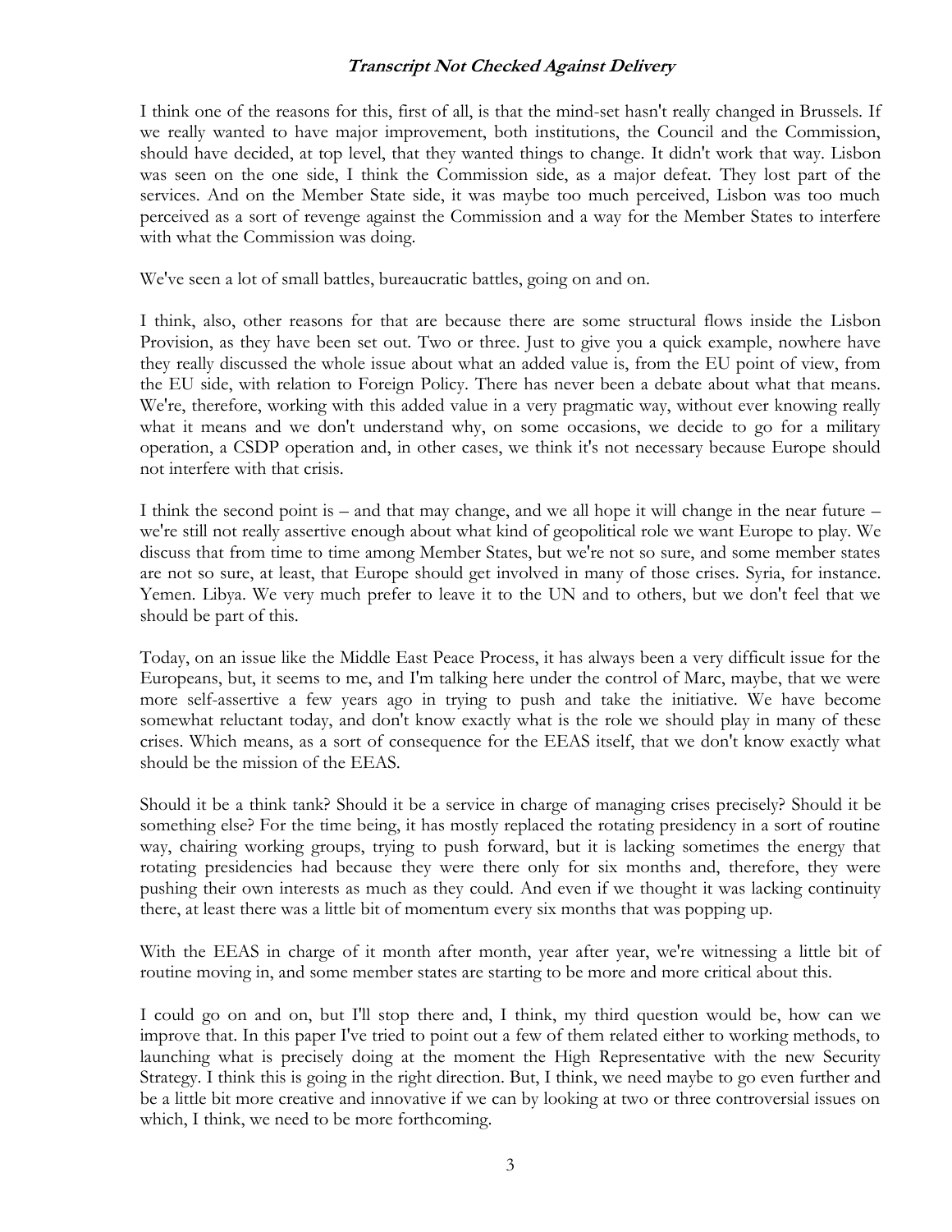I think one of the reasons for this, first of all, is that the mind-set hasn't really changed in Brussels. If we really wanted to have major improvement, both institutions, the Council and the Commission, should have decided, at top level, that they wanted things to change. It didn't work that way. Lisbon was seen on the one side, I think the Commission side, as a major defeat. They lost part of the services. And on the Member State side, it was maybe too much perceived, Lisbon was too much perceived as a sort of revenge against the Commission and a way for the Member States to interfere with what the Commission was doing.

We've seen a lot of small battles, bureaucratic battles, going on and on.

I think, also, other reasons for that are because there are some structural flows inside the Lisbon Provision, as they have been set out. Two or three. Just to give you a quick example, nowhere have they really discussed the whole issue about what an added value is, from the EU point of view, from the EU side, with relation to Foreign Policy. There has never been a debate about what that means. We're, therefore, working with this added value in a very pragmatic way, without ever knowing really what it means and we don't understand why, on some occasions, we decide to go for a military operation, a CSDP operation and, in other cases, we think it's not necessary because Europe should not interfere with that crisis.

I think the second point is – and that may change, and we all hope it will change in the near future – we're still not really assertive enough about what kind of geopolitical role we want Europe to play. We discuss that from time to time among Member States, but we're not so sure, and some member states are not so sure, at least, that Europe should get involved in many of those crises. Syria, for instance. Yemen. Libya. We very much prefer to leave it to the UN and to others, but we don't feel that we should be part of this.

Today, on an issue like the Middle East Peace Process, it has always been a very difficult issue for the Europeans, but, it seems to me, and I'm talking here under the control of Marc, maybe, that we were more self-assertive a few years ago in trying to push and take the initiative. We have become somewhat reluctant today, and don't know exactly what is the role we should play in many of these crises. Which means, as a sort of consequence for the EEAS itself, that we don't know exactly what should be the mission of the EEAS.

Should it be a think tank? Should it be a service in charge of managing crises precisely? Should it be something else? For the time being, it has mostly replaced the rotating presidency in a sort of routine way, chairing working groups, trying to push forward, but it is lacking sometimes the energy that rotating presidencies had because they were there only for six months and, therefore, they were pushing their own interests as much as they could. And even if we thought it was lacking continuity there, at least there was a little bit of momentum every six months that was popping up.

With the EEAS in charge of it month after month, year after year, we're witnessing a little bit of routine moving in, and some member states are starting to be more and more critical about this.

I could go on and on, but I'll stop there and, I think, my third question would be, how can we improve that. In this paper I've tried to point out a few of them related either to working methods, to launching what is precisely doing at the moment the High Representative with the new Security Strategy. I think this is going in the right direction. But, I think, we need maybe to go even further and be a little bit more creative and innovative if we can by looking at two or three controversial issues on which, I think, we need to be more forthcoming.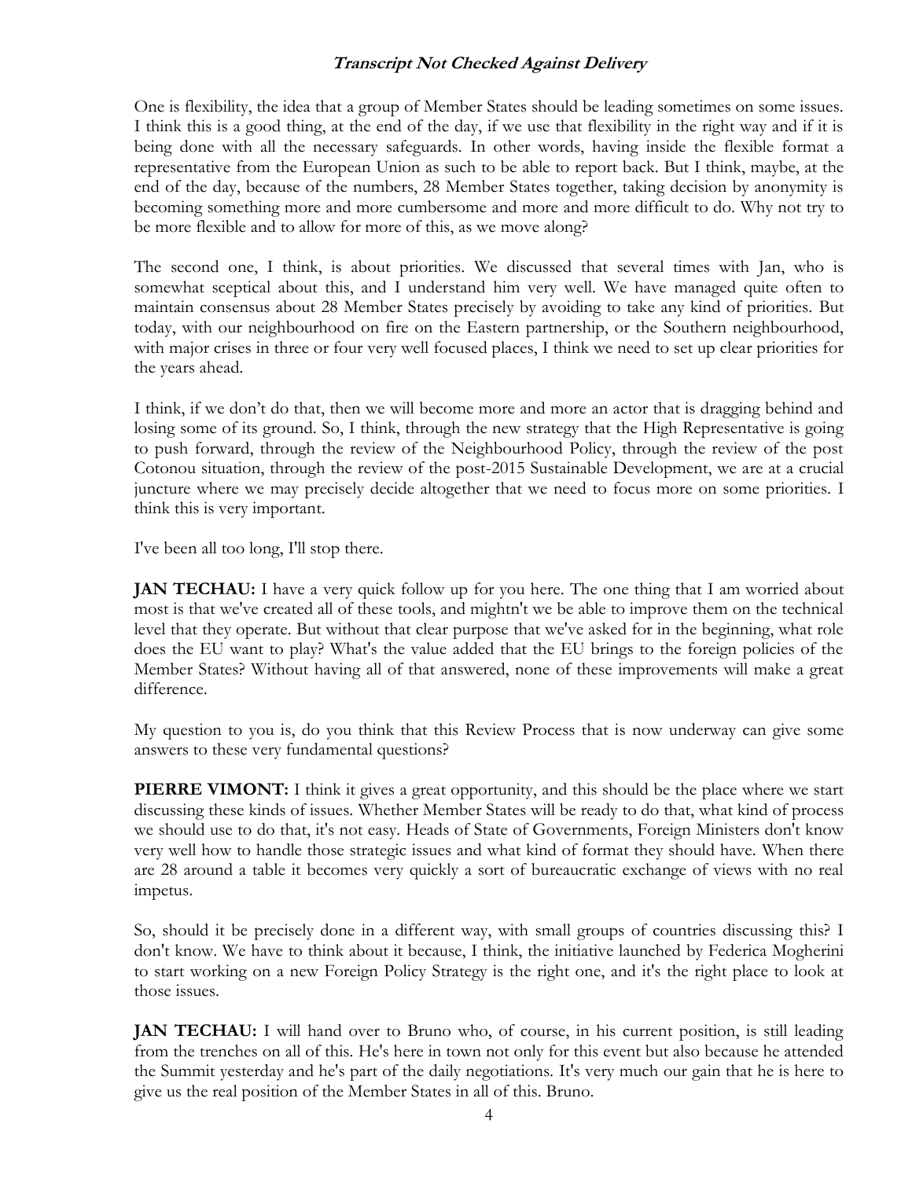One is flexibility, the idea that a group of Member States should be leading sometimes on some issues. I think this is a good thing, at the end of the day, if we use that flexibility in the right way and if it is being done with all the necessary safeguards. In other words, having inside the flexible format a representative from the European Union as such to be able to report back. But I think, maybe, at the end of the day, because of the numbers, 28 Member States together, taking decision by anonymity is becoming something more and more cumbersome and more and more difficult to do. Why not try to be more flexible and to allow for more of this, as we move along?

The second one, I think, is about priorities. We discussed that several times with Jan, who is somewhat sceptical about this, and I understand him very well. We have managed quite often to maintain consensus about 28 Member States precisely by avoiding to take any kind of priorities. But today, with our neighbourhood on fire on the Eastern partnership, or the Southern neighbourhood, with major crises in three or four very well focused places, I think we need to set up clear priorities for the years ahead.

I think, if we don't do that, then we will become more and more an actor that is dragging behind and losing some of its ground. So, I think, through the new strategy that the High Representative is going to push forward, through the review of the Neighbourhood Policy, through the review of the post Cotonou situation, through the review of the post-2015 Sustainable Development, we are at a crucial juncture where we may precisely decide altogether that we need to focus more on some priorities. I think this is very important.

I've been all too long, I'll stop there.

**JAN TECHAU:** I have a very quick follow up for you here. The one thing that I am worried about most is that we've created all of these tools, and mightn't we be able to improve them on the technical level that they operate. But without that clear purpose that we've asked for in the beginning, what role does the EU want to play? What's the value added that the EU brings to the foreign policies of the Member States? Without having all of that answered, none of these improvements will make a great difference.

My question to you is, do you think that this Review Process that is now underway can give some answers to these very fundamental questions?

**PIERRE VIMONT:** I think it gives a great opportunity, and this should be the place where we start discussing these kinds of issues. Whether Member States will be ready to do that, what kind of process we should use to do that, it's not easy. Heads of State of Governments, Foreign Ministers don't know very well how to handle those strategic issues and what kind of format they should have. When there are 28 around a table it becomes very quickly a sort of bureaucratic exchange of views with no real impetus.

So, should it be precisely done in a different way, with small groups of countries discussing this? I don't know. We have to think about it because, I think, the initiative launched by Federica Mogherini to start working on a new Foreign Policy Strategy is the right one, and it's the right place to look at those issues.

**JAN TECHAU:** I will hand over to Bruno who, of course, in his current position, is still leading from the trenches on all of this. He's here in town not only for this event but also because he attended the Summit yesterday and he's part of the daily negotiations. It's very much our gain that he is here to give us the real position of the Member States in all of this. Bruno.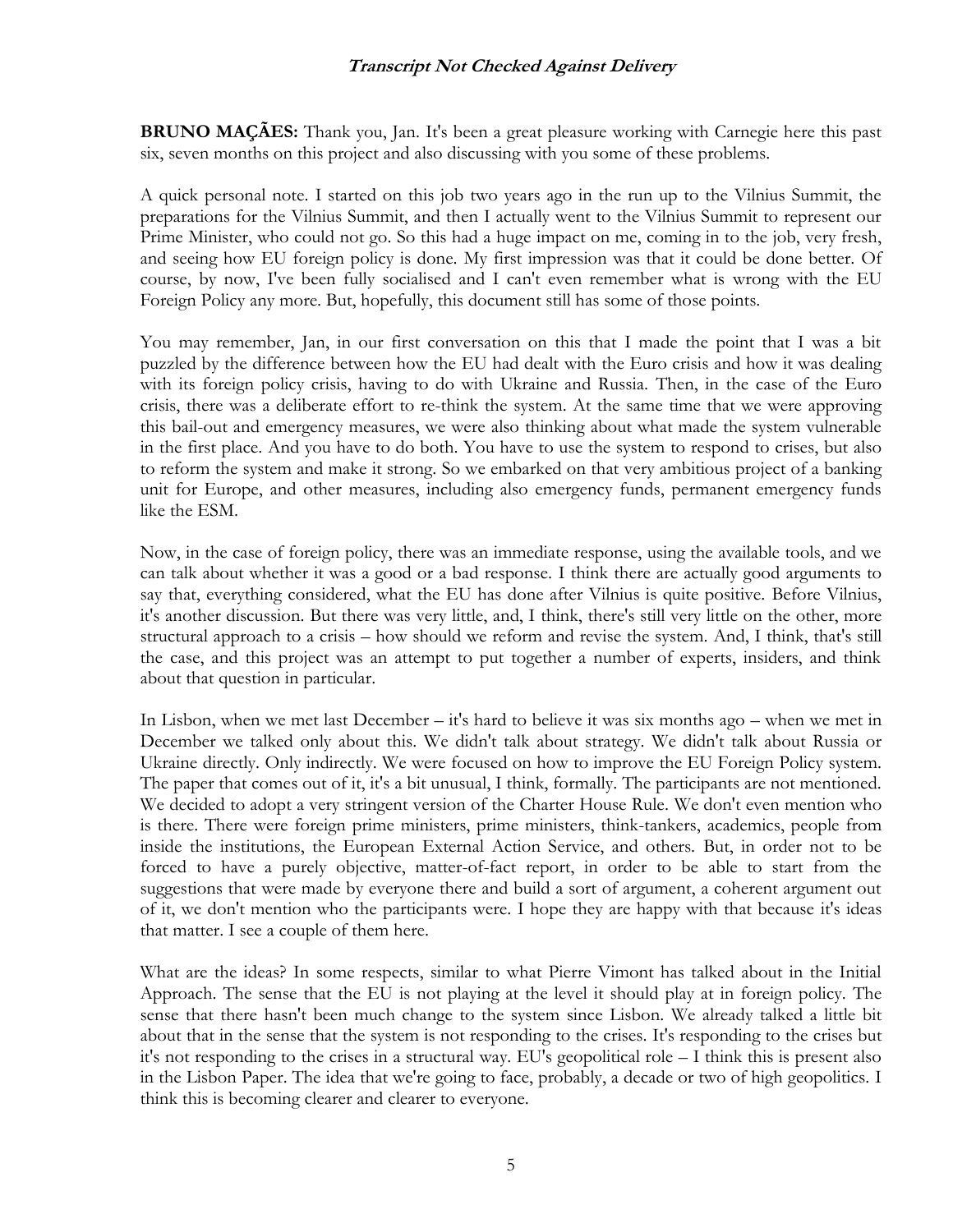**BRUNO MAÇÃES:** Thank you, Jan. It's been a great pleasure working with Carnegie here this past six, seven months on this project and also discussing with you some of these problems.

A quick personal note. I started on this job two years ago in the run up to the Vilnius Summit, the preparations for the Vilnius Summit, and then I actually went to the Vilnius Summit to represent our Prime Minister, who could not go. So this had a huge impact on me, coming in to the job, very fresh, and seeing how EU foreign policy is done. My first impression was that it could be done better. Of course, by now, I've been fully socialised and I can't even remember what is wrong with the EU Foreign Policy any more. But, hopefully, this document still has some of those points.

You may remember, Jan, in our first conversation on this that I made the point that I was a bit puzzled by the difference between how the EU had dealt with the Euro crisis and how it was dealing with its foreign policy crisis, having to do with Ukraine and Russia. Then, in the case of the Euro crisis, there was a deliberate effort to re-think the system. At the same time that we were approving this bail-out and emergency measures, we were also thinking about what made the system vulnerable in the first place. And you have to do both. You have to use the system to respond to crises, but also to reform the system and make it strong. So we embarked on that very ambitious project of a banking unit for Europe, and other measures, including also emergency funds, permanent emergency funds like the ESM.

Now, in the case of foreign policy, there was an immediate response, using the available tools, and we can talk about whether it was a good or a bad response. I think there are actually good arguments to say that, everything considered, what the EU has done after Vilnius is quite positive. Before Vilnius, it's another discussion. But there was very little, and, I think, there's still very little on the other, more structural approach to a crisis – how should we reform and revise the system. And, I think, that's still the case, and this project was an attempt to put together a number of experts, insiders, and think about that question in particular.

In Lisbon, when we met last December – it's hard to believe it was six months ago – when we met in December we talked only about this. We didn't talk about strategy. We didn't talk about Russia or Ukraine directly. Only indirectly. We were focused on how to improve the EU Foreign Policy system. The paper that comes out of it, it's a bit unusual, I think, formally. The participants are not mentioned. We decided to adopt a very stringent version of the Charter House Rule. We don't even mention who is there. There were foreign prime ministers, prime ministers, think-tankers, academics, people from inside the institutions, the European External Action Service, and others. But, in order not to be forced to have a purely objective, matter-of-fact report, in order to be able to start from the suggestions that were made by everyone there and build a sort of argument, a coherent argument out of it, we don't mention who the participants were. I hope they are happy with that because it's ideas that matter. I see a couple of them here.

What are the ideas? In some respects, similar to what Pierre Vimont has talked about in the Initial Approach. The sense that the EU is not playing at the level it should play at in foreign policy. The sense that there hasn't been much change to the system since Lisbon. We already talked a little bit about that in the sense that the system is not responding to the crises. It's responding to the crises but it's not responding to the crises in a structural way. EU's geopolitical role – I think this is present also in the Lisbon Paper. The idea that we're going to face, probably, a decade or two of high geopolitics. I think this is becoming clearer and clearer to everyone.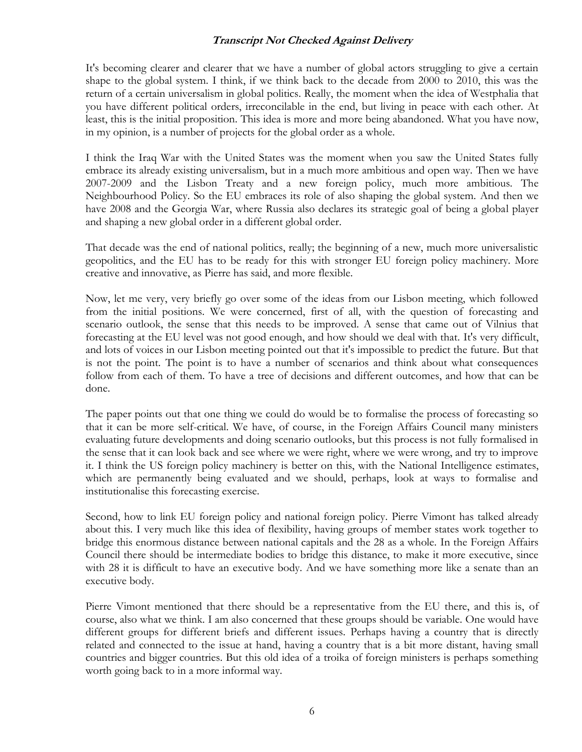It's becoming clearer and clearer that we have a number of global actors struggling to give a certain shape to the global system. I think, if we think back to the decade from 2000 to 2010, this was the return of a certain universalism in global politics. Really, the moment when the idea of Westphalia that you have different political orders, irreconcilable in the end, but living in peace with each other. At least, this is the initial proposition. This idea is more and more being abandoned. What you have now, in my opinion, is a number of projects for the global order as a whole.

I think the Iraq War with the United States was the moment when you saw the United States fully embrace its already existing universalism, but in a much more ambitious and open way. Then we have 2007-2009 and the Lisbon Treaty and a new foreign policy, much more ambitious. The Neighbourhood Policy. So the EU embraces its role of also shaping the global system. And then we have 2008 and the Georgia War, where Russia also declares its strategic goal of being a global player and shaping a new global order in a different global order.

That decade was the end of national politics, really; the beginning of a new, much more universalistic geopolitics, and the EU has to be ready for this with stronger EU foreign policy machinery. More creative and innovative, as Pierre has said, and more flexible.

Now, let me very, very briefly go over some of the ideas from our Lisbon meeting, which followed from the initial positions. We were concerned, first of all, with the question of forecasting and scenario outlook, the sense that this needs to be improved. A sense that came out of Vilnius that forecasting at the EU level was not good enough, and how should we deal with that. It's very difficult, and lots of voices in our Lisbon meeting pointed out that it's impossible to predict the future. But that is not the point. The point is to have a number of scenarios and think about what consequences follow from each of them. To have a tree of decisions and different outcomes, and how that can be done.

The paper points out that one thing we could do would be to formalise the process of forecasting so that it can be more self-critical. We have, of course, in the Foreign Affairs Council many ministers evaluating future developments and doing scenario outlooks, but this process is not fully formalised in the sense that it can look back and see where we were right, where we were wrong, and try to improve it. I think the US foreign policy machinery is better on this, with the National Intelligence estimates, which are permanently being evaluated and we should, perhaps, look at ways to formalise and institutionalise this forecasting exercise.

Second, how to link EU foreign policy and national foreign policy. Pierre Vimont has talked already about this. I very much like this idea of flexibility, having groups of member states work together to bridge this enormous distance between national capitals and the 28 as a whole. In the Foreign Affairs Council there should be intermediate bodies to bridge this distance, to make it more executive, since with 28 it is difficult to have an executive body. And we have something more like a senate than an executive body.

Pierre Vimont mentioned that there should be a representative from the EU there, and this is, of course, also what we think. I am also concerned that these groups should be variable. One would have different groups for different briefs and different issues. Perhaps having a country that is directly related and connected to the issue at hand, having a country that is a bit more distant, having small countries and bigger countries. But this old idea of a troika of foreign ministers is perhaps something worth going back to in a more informal way.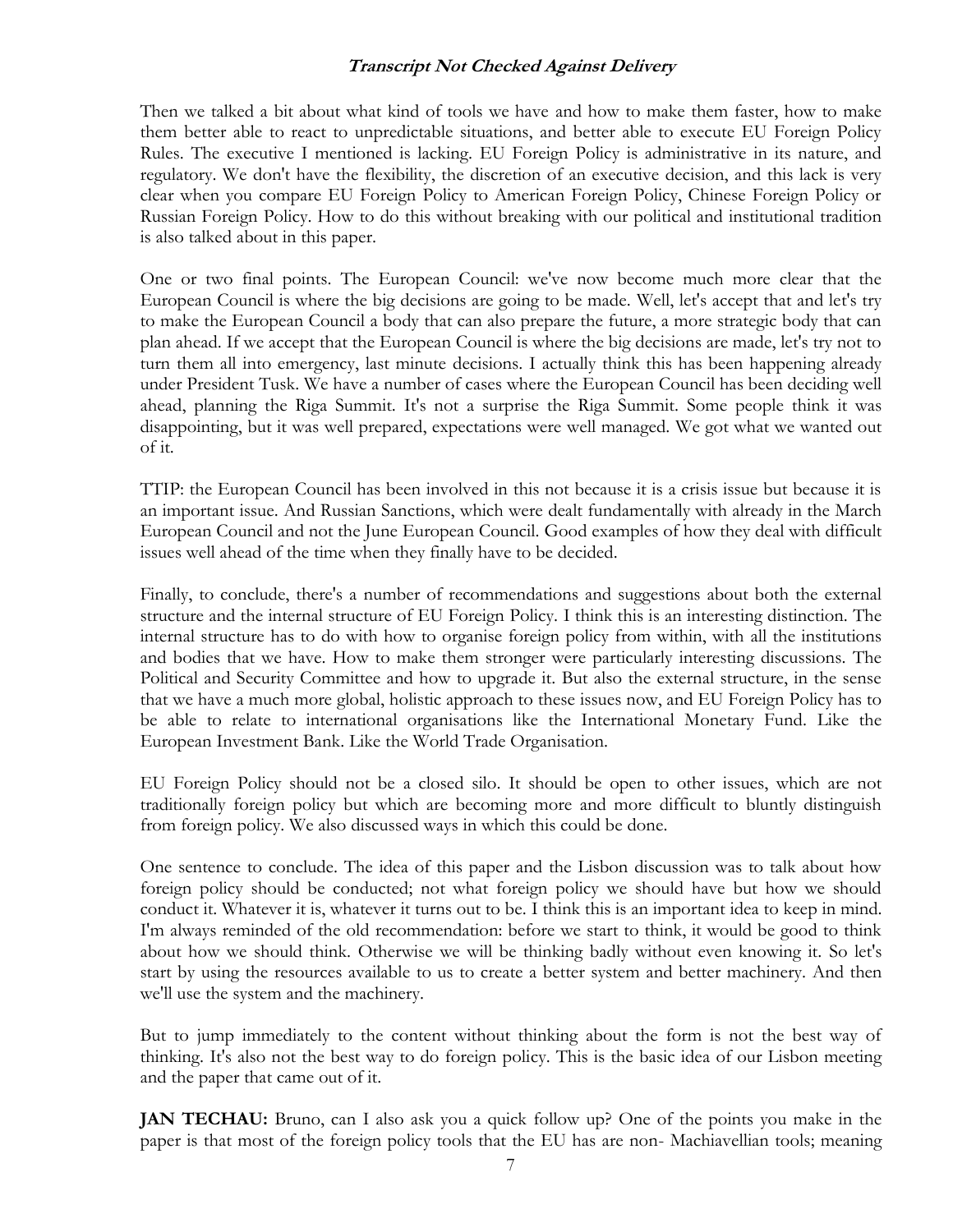Then we talked a bit about what kind of tools we have and how to make them faster, how to make them better able to react to unpredictable situations, and better able to execute EU Foreign Policy Rules. The executive I mentioned is lacking. EU Foreign Policy is administrative in its nature, and regulatory. We don't have the flexibility, the discretion of an executive decision, and this lack is very clear when you compare EU Foreign Policy to American Foreign Policy, Chinese Foreign Policy or Russian Foreign Policy. How to do this without breaking with our political and institutional tradition is also talked about in this paper.

One or two final points. The European Council: we've now become much more clear that the European Council is where the big decisions are going to be made. Well, let's accept that and let's try to make the European Council a body that can also prepare the future, a more strategic body that can plan ahead. If we accept that the European Council is where the big decisions are made, let's try not to turn them all into emergency, last minute decisions. I actually think this has been happening already under President Tusk. We have a number of cases where the European Council has been deciding well ahead, planning the Riga Summit. It's not a surprise the Riga Summit. Some people think it was disappointing, but it was well prepared, expectations were well managed. We got what we wanted out of it.

TTIP: the European Council has been involved in this not because it is a crisis issue but because it is an important issue. And Russian Sanctions, which were dealt fundamentally with already in the March European Council and not the June European Council. Good examples of how they deal with difficult issues well ahead of the time when they finally have to be decided.

Finally, to conclude, there's a number of recommendations and suggestions about both the external structure and the internal structure of EU Foreign Policy. I think this is an interesting distinction. The internal structure has to do with how to organise foreign policy from within, with all the institutions and bodies that we have. How to make them stronger were particularly interesting discussions. The Political and Security Committee and how to upgrade it. But also the external structure, in the sense that we have a much more global, holistic approach to these issues now, and EU Foreign Policy has to be able to relate to international organisations like the International Monetary Fund. Like the European Investment Bank. Like the World Trade Organisation.

EU Foreign Policy should not be a closed silo. It should be open to other issues, which are not traditionally foreign policy but which are becoming more and more difficult to bluntly distinguish from foreign policy. We also discussed ways in which this could be done.

One sentence to conclude. The idea of this paper and the Lisbon discussion was to talk about how foreign policy should be conducted; not what foreign policy we should have but how we should conduct it. Whatever it is, whatever it turns out to be. I think this is an important idea to keep in mind. I'm always reminded of the old recommendation: before we start to think, it would be good to think about how we should think. Otherwise we will be thinking badly without even knowing it. So let's start by using the resources available to us to create a better system and better machinery. And then we'll use the system and the machinery.

But to jump immediately to the content without thinking about the form is not the best way of thinking. It's also not the best way to do foreign policy. This is the basic idea of our Lisbon meeting and the paper that came out of it.

**JAN TECHAU:** Bruno, can I also ask you a quick follow up? One of the points you make in the paper is that most of the foreign policy tools that the EU has are non- Machiavellian tools; meaning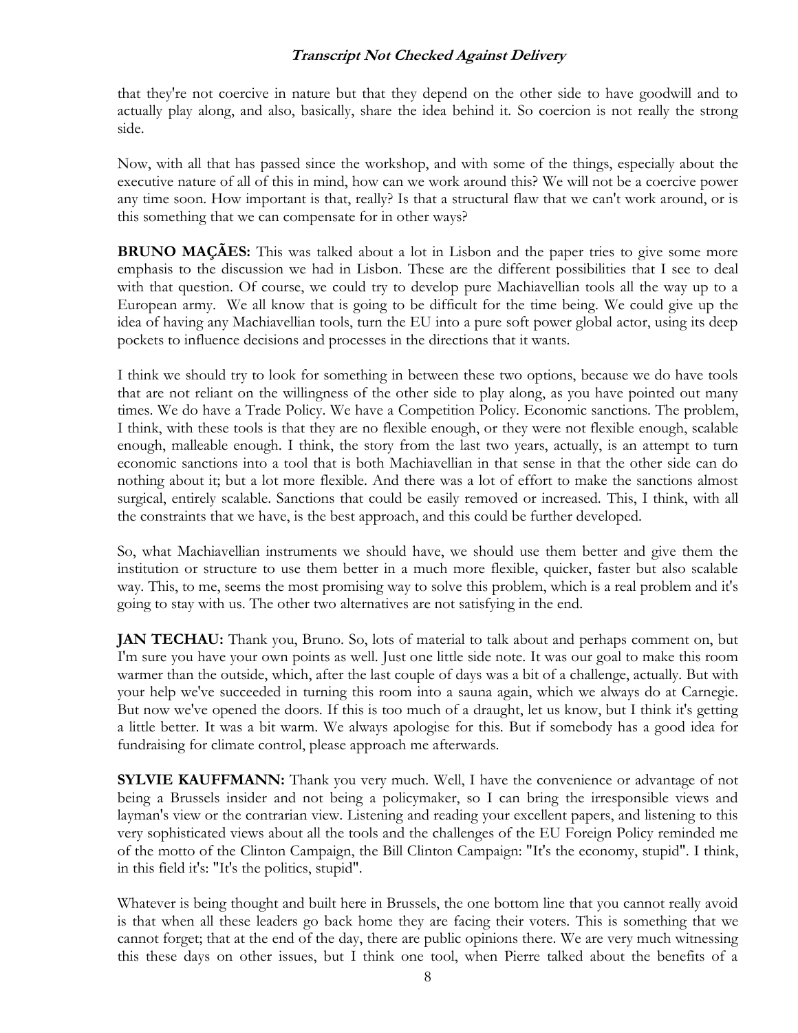that they're not coercive in nature but that they depend on the other side to have goodwill and to actually play along, and also, basically, share the idea behind it. So coercion is not really the strong side.

Now, with all that has passed since the workshop, and with some of the things, especially about the executive nature of all of this in mind, how can we work around this? We will not be a coercive power any time soon. How important is that, really? Is that a structural flaw that we can't work around, or is this something that we can compensate for in other ways?

**BRUNO MAÇÃES:** This was talked about a lot in Lisbon and the paper tries to give some more emphasis to the discussion we had in Lisbon. These are the different possibilities that I see to deal with that question. Of course, we could try to develop pure Machiavellian tools all the way up to a European army. We all know that is going to be difficult for the time being. We could give up the idea of having any Machiavellian tools, turn the EU into a pure soft power global actor, using its deep pockets to influence decisions and processes in the directions that it wants.

I think we should try to look for something in between these two options, because we do have tools that are not reliant on the willingness of the other side to play along, as you have pointed out many times. We do have a Trade Policy. We have a Competition Policy. Economic sanctions. The problem, I think, with these tools is that they are no flexible enough, or they were not flexible enough, scalable enough, malleable enough. I think, the story from the last two years, actually, is an attempt to turn economic sanctions into a tool that is both Machiavellian in that sense in that the other side can do nothing about it; but a lot more flexible. And there was a lot of effort to make the sanctions almost surgical, entirely scalable. Sanctions that could be easily removed or increased. This, I think, with all the constraints that we have, is the best approach, and this could be further developed.

So, what Machiavellian instruments we should have, we should use them better and give them the institution or structure to use them better in a much more flexible, quicker, faster but also scalable way. This, to me, seems the most promising way to solve this problem, which is a real problem and it's going to stay with us. The other two alternatives are not satisfying in the end.

**JAN TECHAU:** Thank you, Bruno. So, lots of material to talk about and perhaps comment on, but I'm sure you have your own points as well. Just one little side note. It was our goal to make this room warmer than the outside, which, after the last couple of days was a bit of a challenge, actually. But with your help we've succeeded in turning this room into a sauna again, which we always do at Carnegie. But now we've opened the doors. If this is too much of a draught, let us know, but I think it's getting a little better. It was a bit warm. We always apologise for this. But if somebody has a good idea for fundraising for climate control, please approach me afterwards.

**SYLVIE KAUFFMANN:** Thank you very much. Well, I have the convenience or advantage of not being a Brussels insider and not being a policymaker, so I can bring the irresponsible views and layman's view or the contrarian view. Listening and reading your excellent papers, and listening to this very sophisticated views about all the tools and the challenges of the EU Foreign Policy reminded me of the motto of the Clinton Campaign, the Bill Clinton Campaign: "It's the economy, stupid". I think, in this field it's: "It's the politics, stupid".

Whatever is being thought and built here in Brussels, the one bottom line that you cannot really avoid is that when all these leaders go back home they are facing their voters. This is something that we cannot forget; that at the end of the day, there are public opinions there. We are very much witnessing this these days on other issues, but I think one tool, when Pierre talked about the benefits of a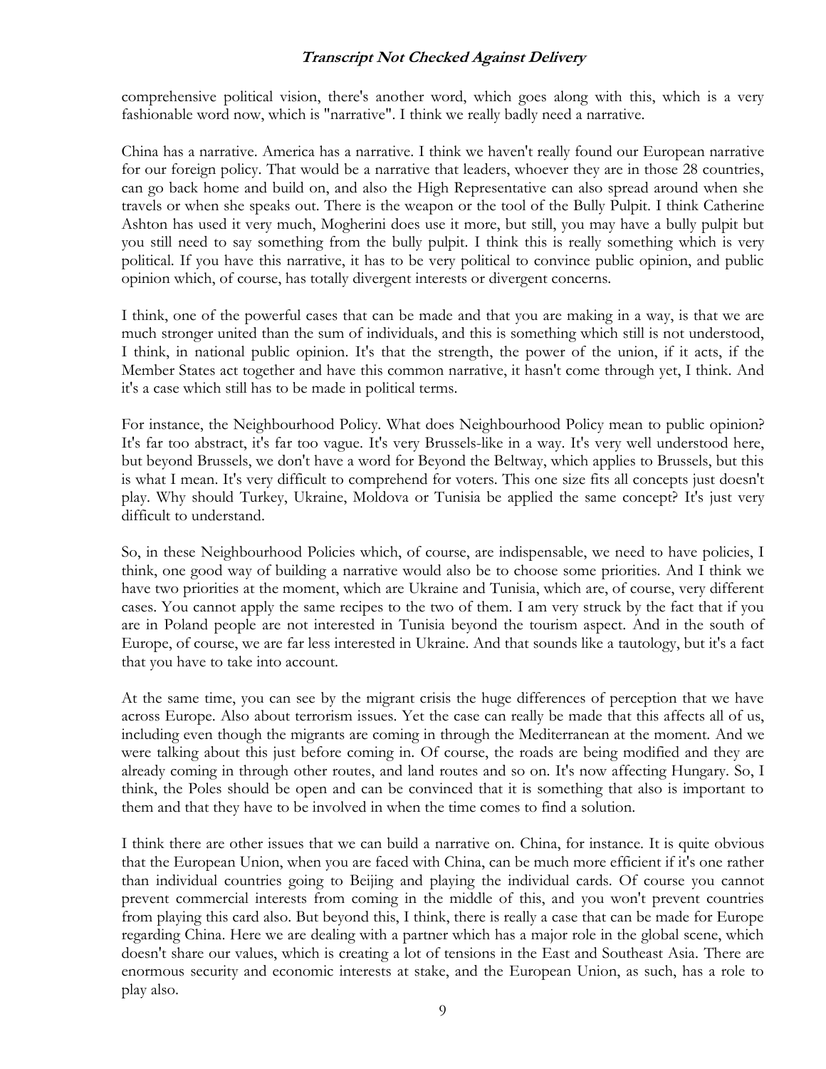comprehensive political vision, there's another word, which goes along with this, which is a very fashionable word now, which is "narrative". I think we really badly need a narrative.

China has a narrative. America has a narrative. I think we haven't really found our European narrative for our foreign policy. That would be a narrative that leaders, whoever they are in those 28 countries, can go back home and build on, and also the High Representative can also spread around when she travels or when she speaks out. There is the weapon or the tool of the Bully Pulpit. I think Catherine Ashton has used it very much, Mogherini does use it more, but still, you may have a bully pulpit but you still need to say something from the bully pulpit. I think this is really something which is very political. If you have this narrative, it has to be very political to convince public opinion, and public opinion which, of course, has totally divergent interests or divergent concerns.

I think, one of the powerful cases that can be made and that you are making in a way, is that we are much stronger united than the sum of individuals, and this is something which still is not understood, I think, in national public opinion. It's that the strength, the power of the union, if it acts, if the Member States act together and have this common narrative, it hasn't come through yet, I think. And it's a case which still has to be made in political terms.

For instance, the Neighbourhood Policy. What does Neighbourhood Policy mean to public opinion? It's far too abstract, it's far too vague. It's very Brussels-like in a way. It's very well understood here, but beyond Brussels, we don't have a word for Beyond the Beltway, which applies to Brussels, but this is what I mean. It's very difficult to comprehend for voters. This one size fits all concepts just doesn't play. Why should Turkey, Ukraine, Moldova or Tunisia be applied the same concept? It's just very difficult to understand.

So, in these Neighbourhood Policies which, of course, are indispensable, we need to have policies, I think, one good way of building a narrative would also be to choose some priorities. And I think we have two priorities at the moment, which are Ukraine and Tunisia, which are, of course, very different cases. You cannot apply the same recipes to the two of them. I am very struck by the fact that if you are in Poland people are not interested in Tunisia beyond the tourism aspect. And in the south of Europe, of course, we are far less interested in Ukraine. And that sounds like a tautology, but it's a fact that you have to take into account.

At the same time, you can see by the migrant crisis the huge differences of perception that we have across Europe. Also about terrorism issues. Yet the case can really be made that this affects all of us, including even though the migrants are coming in through the Mediterranean at the moment. And we were talking about this just before coming in. Of course, the roads are being modified and they are already coming in through other routes, and land routes and so on. It's now affecting Hungary. So, I think, the Poles should be open and can be convinced that it is something that also is important to them and that they have to be involved in when the time comes to find a solution.

I think there are other issues that we can build a narrative on. China, for instance. It is quite obvious that the European Union, when you are faced with China, can be much more efficient if it's one rather than individual countries going to Beijing and playing the individual cards. Of course you cannot prevent commercial interests from coming in the middle of this, and you won't prevent countries from playing this card also. But beyond this, I think, there is really a case that can be made for Europe regarding China. Here we are dealing with a partner which has a major role in the global scene, which doesn't share our values, which is creating a lot of tensions in the East and Southeast Asia. There are enormous security and economic interests at stake, and the European Union, as such, has a role to play also.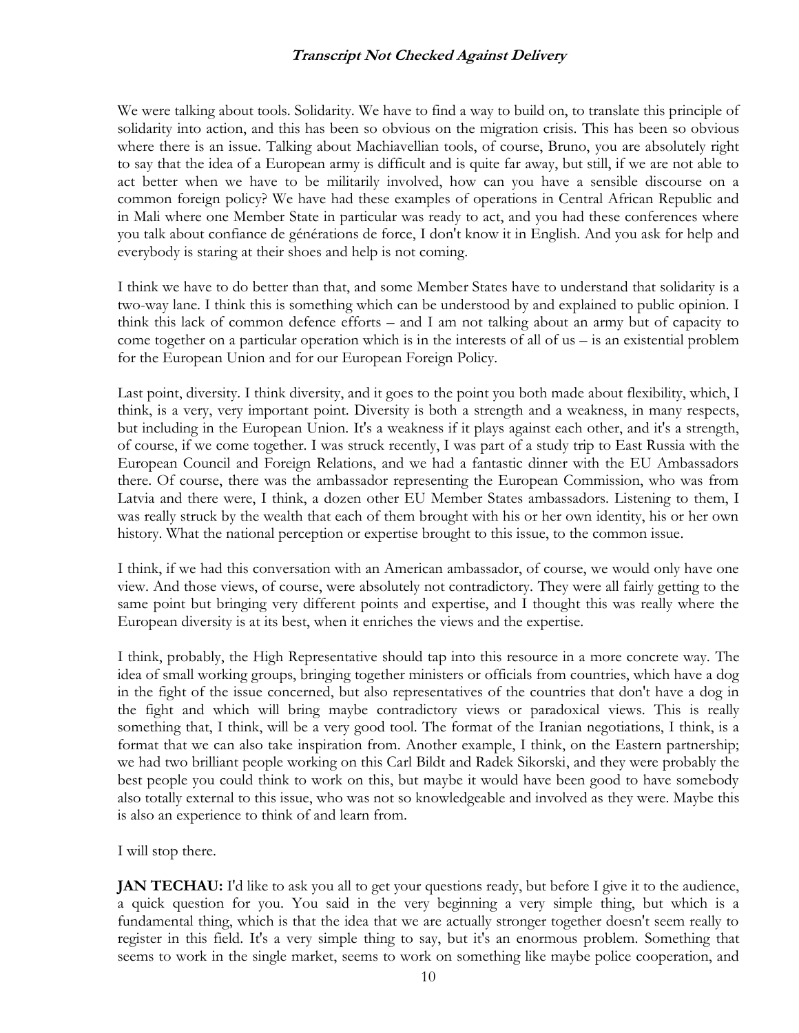We were talking about tools. Solidarity. We have to find a way to build on, to translate this principle of solidarity into action, and this has been so obvious on the migration crisis. This has been so obvious where there is an issue. Talking about Machiavellian tools, of course, Bruno, you are absolutely right to say that the idea of a European army is difficult and is quite far away, but still, if we are not able to act better when we have to be militarily involved, how can you have a sensible discourse on a common foreign policy? We have had these examples of operations in Central African Republic and in Mali where one Member State in particular was ready to act, and you had these conferences where you talk about confiance de générations de force, I don't know it in English. And you ask for help and everybody is staring at their shoes and help is not coming.

I think we have to do better than that, and some Member States have to understand that solidarity is a two-way lane. I think this is something which can be understood by and explained to public opinion. I think this lack of common defence efforts – and I am not talking about an army but of capacity to come together on a particular operation which is in the interests of all of us – is an existential problem for the European Union and for our European Foreign Policy.

Last point, diversity. I think diversity, and it goes to the point you both made about flexibility, which, I think, is a very, very important point. Diversity is both a strength and a weakness, in many respects, but including in the European Union. It's a weakness if it plays against each other, and it's a strength, of course, if we come together. I was struck recently, I was part of a study trip to East Russia with the European Council and Foreign Relations, and we had a fantastic dinner with the EU Ambassadors there. Of course, there was the ambassador representing the European Commission, who was from Latvia and there were, I think, a dozen other EU Member States ambassadors. Listening to them, I was really struck by the wealth that each of them brought with his or her own identity, his or her own history. What the national perception or expertise brought to this issue, to the common issue.

I think, if we had this conversation with an American ambassador, of course, we would only have one view. And those views, of course, were absolutely not contradictory. They were all fairly getting to the same point but bringing very different points and expertise, and I thought this was really where the European diversity is at its best, when it enriches the views and the expertise.

I think, probably, the High Representative should tap into this resource in a more concrete way. The idea of small working groups, bringing together ministers or officials from countries, which have a dog in the fight of the issue concerned, but also representatives of the countries that don't have a dog in the fight and which will bring maybe contradictory views or paradoxical views. This is really something that, I think, will be a very good tool. The format of the Iranian negotiations, I think, is a format that we can also take inspiration from. Another example, I think, on the Eastern partnership; we had two brilliant people working on this Carl Bildt and Radek Sikorski, and they were probably the best people you could think to work on this, but maybe it would have been good to have somebody also totally external to this issue, who was not so knowledgeable and involved as they were. Maybe this is also an experience to think of and learn from.

I will stop there.

**JAN TECHAU:** I'd like to ask you all to get your questions ready, but before I give it to the audience, a quick question for you. You said in the very beginning a very simple thing, but which is a fundamental thing, which is that the idea that we are actually stronger together doesn't seem really to register in this field. It's a very simple thing to say, but it's an enormous problem. Something that seems to work in the single market, seems to work on something like maybe police cooperation, and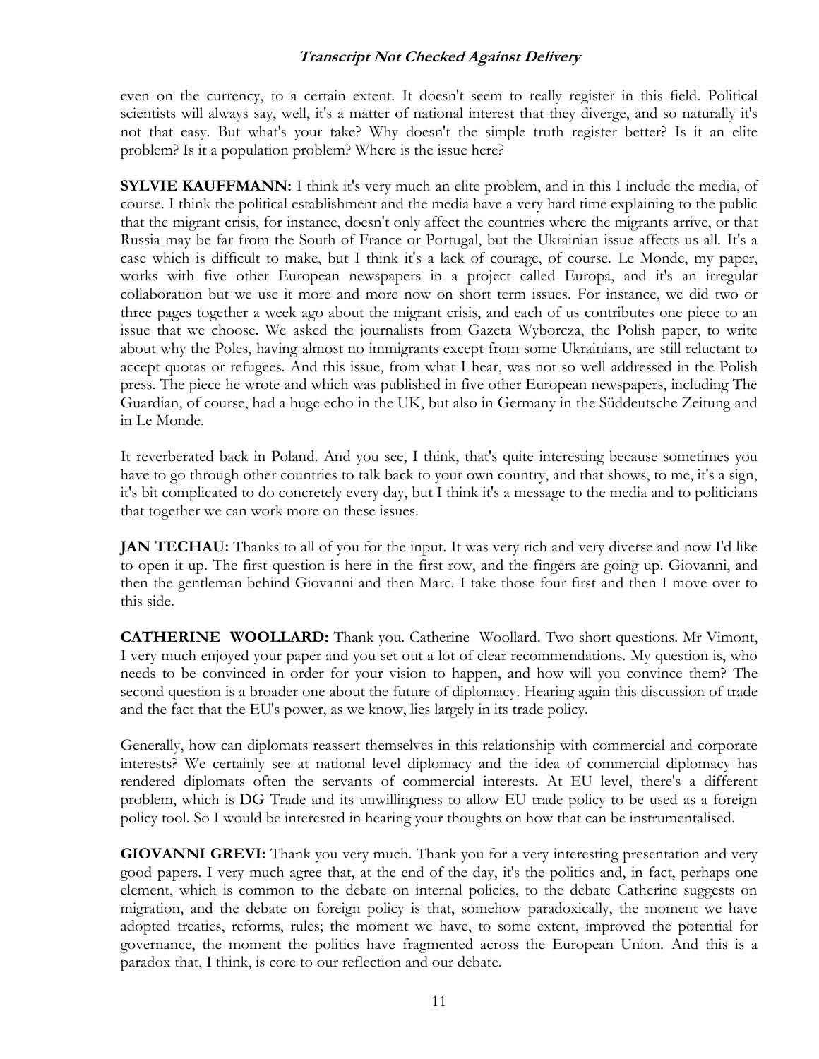even on the currency, to a certain extent. It doesn't seem to really register in this field. Political scientists will always say, well, it's a matter of national interest that they diverge, and so naturally it's not that easy. But what's your take? Why doesn't the simple truth register better? Is it an elite problem? Is it a population problem? Where is the issue here?

**SYLVIE KAUFFMANN:** I think it's very much an elite problem, and in this I include the media, of course. I think the political establishment and the media have a very hard time explaining to the public that the migrant crisis, for instance, doesn't only affect the countries where the migrants arrive, or that Russia may be far from the South of France or Portugal, but the Ukrainian issue affects us all. It's a case which is difficult to make, but I think it's a lack of courage, of course. Le Monde, my paper, works with five other European newspapers in a project called Europa, and it's an irregular collaboration but we use it more and more now on short term issues. For instance, we did two or three pages together a week ago about the migrant crisis, and each of us contributes one piece to an issue that we choose. We asked the journalists from Gazeta Wyborcza, the Polish paper, to write about why the Poles, having almost no immigrants except from some Ukrainians, are still reluctant to accept quotas or refugees. And this issue, from what I hear, was not so well addressed in the Polish press. The piece he wrote and which was published in five other European newspapers, including The Guardian, of course, had a huge echo in the UK, but also in Germany in the Süddeutsche Zeitung and in Le Monde.

It reverberated back in Poland. And you see, I think, that's quite interesting because sometimes you have to go through other countries to talk back to your own country, and that shows, to me, it's a sign, it's bit complicated to do concretely every day, but I think it's a message to the media and to politicians that together we can work more on these issues.

**JAN TECHAU:** Thanks to all of you for the input. It was very rich and very diverse and now I'd like to open it up. The first question is here in the first row, and the fingers are going up. Giovanni, and then the gentleman behind Giovanni and then Marc. I take those four first and then I move over to this side.

**CATHERINE WOOLLARD:** Thank you. Catherine Woollard. Two short questions. Mr Vimont, I very much enjoyed your paper and you set out a lot of clear recommendations. My question is, who needs to be convinced in order for your vision to happen, and how will you convince them? The second question is a broader one about the future of diplomacy. Hearing again this discussion of trade and the fact that the EU's power, as we know, lies largely in its trade policy.

Generally, how can diplomats reassert themselves in this relationship with commercial and corporate interests? We certainly see at national level diplomacy and the idea of commercial diplomacy has rendered diplomats often the servants of commercial interests. At EU level, there's a different problem, which is DG Trade and its unwillingness to allow EU trade policy to be used as a foreign policy tool. So I would be interested in hearing your thoughts on how that can be instrumentalised.

**GIOVANNI GREVI:** Thank you very much. Thank you for a very interesting presentation and very good papers. I very much agree that, at the end of the day, it's the politics and, in fact, perhaps one element, which is common to the debate on internal policies, to the debate Catherine suggests on migration, and the debate on foreign policy is that, somehow paradoxically, the moment we have adopted treaties, reforms, rules; the moment we have, to some extent, improved the potential for governance, the moment the politics have fragmented across the European Union. And this is a paradox that, I think, is core to our reflection and our debate.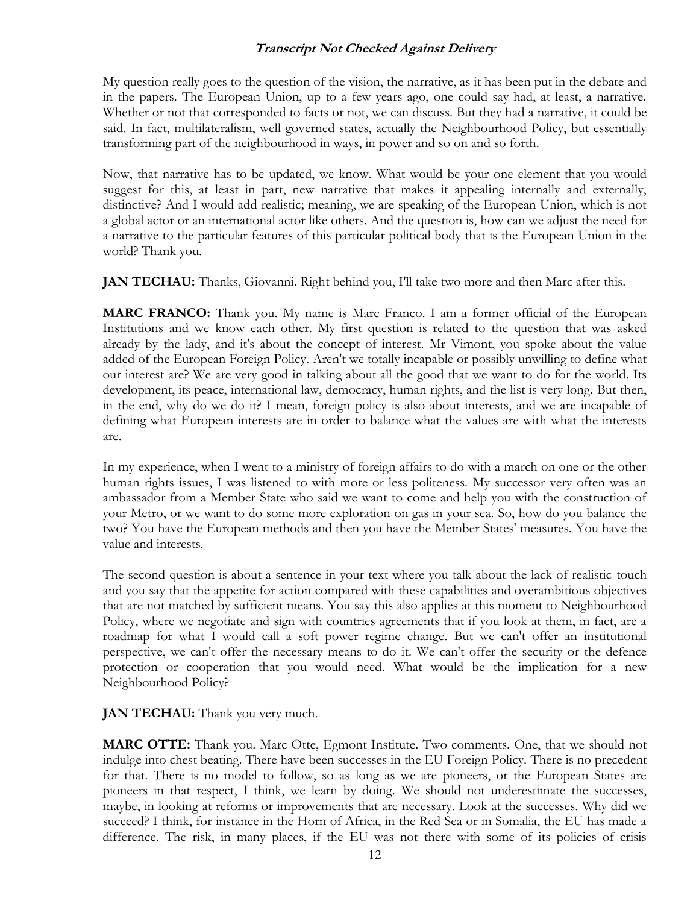My question really goes to the question of the vision, the narrative, as it has been put in the debate and in the papers. The European Union, up to a few years ago, one could say had, at least, a narrative. Whether or not that corresponded to facts or not, we can discuss. But they had a narrative, it could be said. In fact, multilateralism, well governed states, actually the Neighbourhood Policy, but essentially transforming part of the neighbourhood in ways, in power and so on and so forth.

Now, that narrative has to be updated, we know. What would be your one element that you would suggest for this, at least in part, new narrative that makes it appealing internally and externally, distinctive? And I would add realistic; meaning, we are speaking of the European Union, which is not a global actor or an international actor like others. And the question is, how can we adjust the need for a narrative to the particular features of this particular political body that is the European Union in the world? Thank you.

**JAN TECHAU:** Thanks, Giovanni. Right behind you, I'll take two more and then Marc after this.

**MARC FRANCO:** Thank you. My name is Marc Franco. I am a former official of the European Institutions and we know each other. My first question is related to the question that was asked already by the lady, and it's about the concept of interest. Mr Vimont, you spoke about the value added of the European Foreign Policy. Aren't we totally incapable or possibly unwilling to define what our interest are? We are very good in talking about all the good that we want to do for the world. Its development, its peace, international law, democracy, human rights, and the list is very long. But then, in the end, why do we do it? I mean, foreign policy is also about interests, and we are incapable of defining what European interests are in order to balance what the values are with what the interests are.

In my experience, when I went to a ministry of foreign affairs to do with a march on one or the other human rights issues, I was listened to with more or less politeness. My successor very often was an ambassador from a Member State who said we want to come and help you with the construction of your Metro, or we want to do some more exploration on gas in your sea. So, how do you balance the two? You have the European methods and then you have the Member States' measures. You have the value and interests.

The second question is about a sentence in your text where you talk about the lack of realistic touch and you say that the appetite for action compared with these capabilities and overambitious objectives that are not matched by sufficient means. You say this also applies at this moment to Neighbourhood Policy, where we negotiate and sign with countries agreements that if you look at them, in fact, are a roadmap for what I would call a soft power regime change. But we can't offer an institutional perspective, we can't offer the necessary means to do it. We can't offer the security or the defence protection or cooperation that you would need. What would be the implication for a new Neighbourhood Policy?

**JAN TECHAU:** Thank you very much.

**MARC OTTE:** Thank you. Marc Otte, Egmont Institute. Two comments. One, that we should not indulge into chest beating. There have been successes in the EU Foreign Policy. There is no precedent for that. There is no model to follow, so as long as we are pioneers, or the European States are pioneers in that respect, I think, we learn by doing. We should not underestimate the successes, maybe, in looking at reforms or improvements that are necessary. Look at the successes. Why did we succeed? I think, for instance in the Horn of Africa, in the Red Sea or in Somalia, the EU has made a difference. The risk, in many places, if the EU was not there with some of its policies of crisis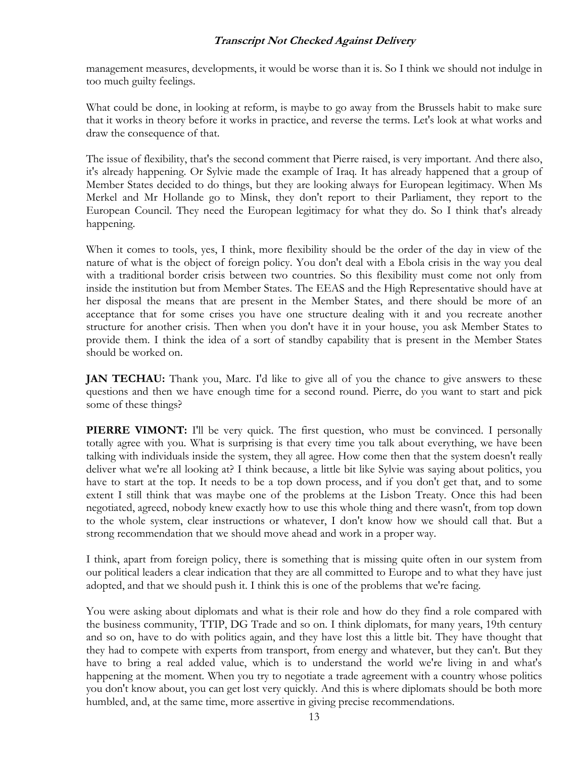management measures, developments, it would be worse than it is. So I think we should not indulge in too much guilty feelings.

What could be done, in looking at reform, is maybe to go away from the Brussels habit to make sure that it works in theory before it works in practice, and reverse the terms. Let's look at what works and draw the consequence of that.

The issue of flexibility, that's the second comment that Pierre raised, is very important. And there also, it's already happening. Or Sylvie made the example of Iraq. It has already happened that a group of Member States decided to do things, but they are looking always for European legitimacy. When Ms Merkel and Mr Hollande go to Minsk, they don't report to their Parliament, they report to the European Council. They need the European legitimacy for what they do. So I think that's already happening.

When it comes to tools, yes, I think, more flexibility should be the order of the day in view of the nature of what is the object of foreign policy. You don't deal with a Ebola crisis in the way you deal with a traditional border crisis between two countries. So this flexibility must come not only from inside the institution but from Member States. The EEAS and the High Representative should have at her disposal the means that are present in the Member States, and there should be more of an acceptance that for some crises you have one structure dealing with it and you recreate another structure for another crisis. Then when you don't have it in your house, you ask Member States to provide them. I think the idea of a sort of standby capability that is present in the Member States should be worked on.

**JAN TECHAU:** Thank you, Marc. I'd like to give all of you the chance to give answers to these questions and then we have enough time for a second round. Pierre, do you want to start and pick some of these things?

**PIERRE VIMONT:** I'll be very quick. The first question, who must be convinced. I personally totally agree with you. What is surprising is that every time you talk about everything, we have been talking with individuals inside the system, they all agree. How come then that the system doesn't really deliver what we're all looking at? I think because, a little bit like Sylvie was saying about politics, you have to start at the top. It needs to be a top down process, and if you don't get that, and to some extent I still think that was maybe one of the problems at the Lisbon Treaty. Once this had been negotiated, agreed, nobody knew exactly how to use this whole thing and there wasn't, from top down to the whole system, clear instructions or whatever, I don't know how we should call that. But a strong recommendation that we should move ahead and work in a proper way.

I think, apart from foreign policy, there is something that is missing quite often in our system from our political leaders a clear indication that they are all committed to Europe and to what they have just adopted, and that we should push it. I think this is one of the problems that we're facing.

You were asking about diplomats and what is their role and how do they find a role compared with the business community, TTIP, DG Trade and so on. I think diplomats, for many years, 19th century and so on, have to do with politics again, and they have lost this a little bit. They have thought that they had to compete with experts from transport, from energy and whatever, but they can't. But they have to bring a real added value, which is to understand the world we're living in and what's happening at the moment. When you try to negotiate a trade agreement with a country whose politics you don't know about, you can get lost very quickly. And this is where diplomats should be both more humbled, and, at the same time, more assertive in giving precise recommendations.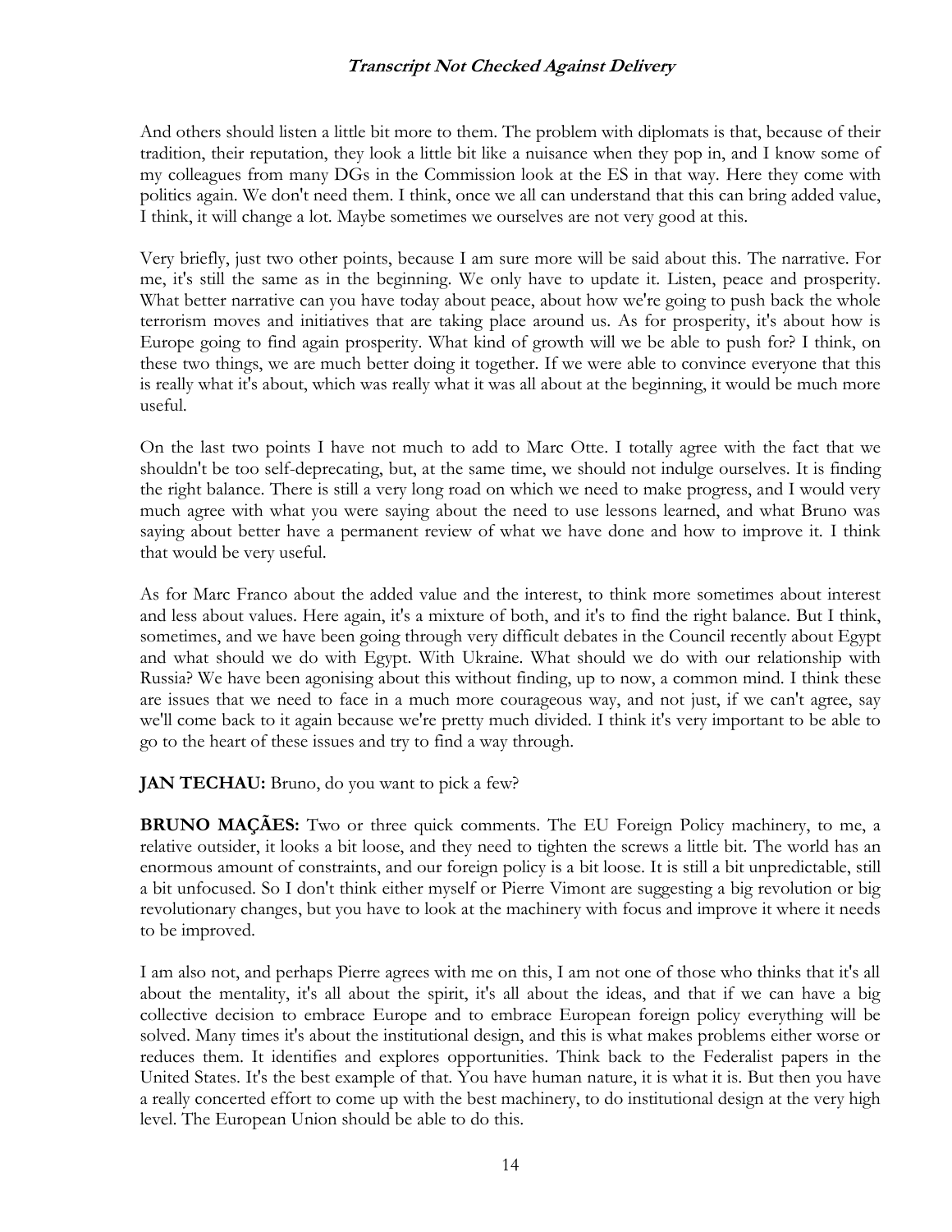And others should listen a little bit more to them. The problem with diplomats is that, because of their tradition, their reputation, they look a little bit like a nuisance when they pop in, and I know some of my colleagues from many DGs in the Commission look at the ES in that way. Here they come with politics again. We don't need them. I think, once we all can understand that this can bring added value, I think, it will change a lot. Maybe sometimes we ourselves are not very good at this.

Very briefly, just two other points, because I am sure more will be said about this. The narrative. For me, it's still the same as in the beginning. We only have to update it. Listen, peace and prosperity. What better narrative can you have today about peace, about how we're going to push back the whole terrorism moves and initiatives that are taking place around us. As for prosperity, it's about how is Europe going to find again prosperity. What kind of growth will we be able to push for? I think, on these two things, we are much better doing it together. If we were able to convince everyone that this is really what it's about, which was really what it was all about at the beginning, it would be much more useful.

On the last two points I have not much to add to Marc Otte. I totally agree with the fact that we shouldn't be too self-deprecating, but, at the same time, we should not indulge ourselves. It is finding the right balance. There is still a very long road on which we need to make progress, and I would very much agree with what you were saying about the need to use lessons learned, and what Bruno was saying about better have a permanent review of what we have done and how to improve it. I think that would be very useful.

As for Marc Franco about the added value and the interest, to think more sometimes about interest and less about values. Here again, it's a mixture of both, and it's to find the right balance. But I think, sometimes, and we have been going through very difficult debates in the Council recently about Egypt and what should we do with Egypt. With Ukraine. What should we do with our relationship with Russia? We have been agonising about this without finding, up to now, a common mind. I think these are issues that we need to face in a much more courageous way, and not just, if we can't agree, say we'll come back to it again because we're pretty much divided. I think it's very important to be able to go to the heart of these issues and try to find a way through.

**JAN TECHAU:** Bruno, do you want to pick a few?

**BRUNO MAÇÃES:** Two or three quick comments. The EU Foreign Policy machinery, to me, a relative outsider, it looks a bit loose, and they need to tighten the screws a little bit. The world has an enormous amount of constraints, and our foreign policy is a bit loose. It is still a bit unpredictable, still a bit unfocused. So I don't think either myself or Pierre Vimont are suggesting a big revolution or big revolutionary changes, but you have to look at the machinery with focus and improve it where it needs to be improved.

I am also not, and perhaps Pierre agrees with me on this, I am not one of those who thinks that it's all about the mentality, it's all about the spirit, it's all about the ideas, and that if we can have a big collective decision to embrace Europe and to embrace European foreign policy everything will be solved. Many times it's about the institutional design, and this is what makes problems either worse or reduces them. It identifies and explores opportunities. Think back to the Federalist papers in the United States. It's the best example of that. You have human nature, it is what it is. But then you have a really concerted effort to come up with the best machinery, to do institutional design at the very high level. The European Union should be able to do this.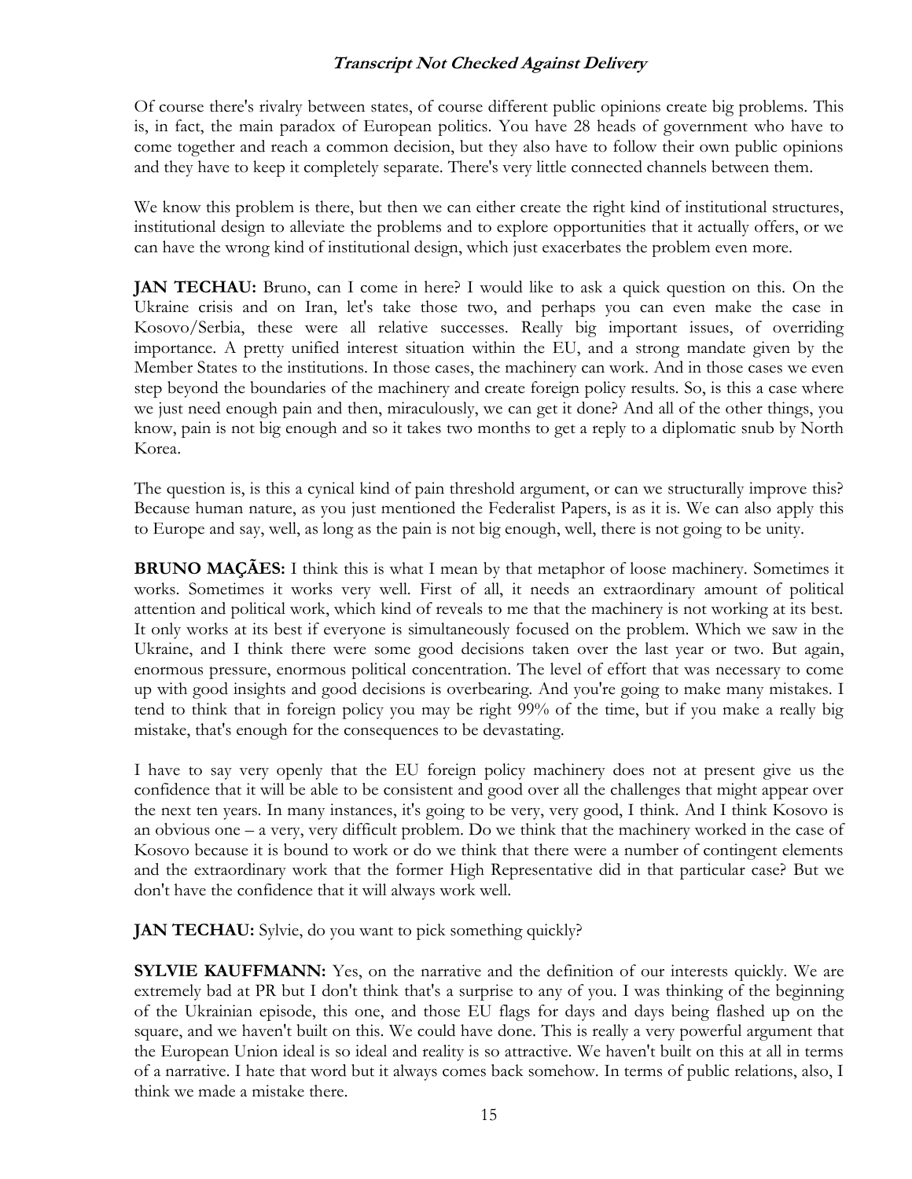Of course there's rivalry between states, of course different public opinions create big problems. This is, in fact, the main paradox of European politics. You have 28 heads of government who have to come together and reach a common decision, but they also have to follow their own public opinions and they have to keep it completely separate. There's very little connected channels between them.

We know this problem is there, but then we can either create the right kind of institutional structures, institutional design to alleviate the problems and to explore opportunities that it actually offers, or we can have the wrong kind of institutional design, which just exacerbates the problem even more.

**JAN TECHAU:** Bruno, can I come in here? I would like to ask a quick question on this. On the Ukraine crisis and on Iran, let's take those two, and perhaps you can even make the case in Kosovo/Serbia, these were all relative successes. Really big important issues, of overriding importance. A pretty unified interest situation within the EU, and a strong mandate given by the Member States to the institutions. In those cases, the machinery can work. And in those cases we even step beyond the boundaries of the machinery and create foreign policy results. So, is this a case where we just need enough pain and then, miraculously, we can get it done? And all of the other things, you know, pain is not big enough and so it takes two months to get a reply to a diplomatic snub by North Korea.

The question is, is this a cynical kind of pain threshold argument, or can we structurally improve this? Because human nature, as you just mentioned the Federalist Papers, is as it is. We can also apply this to Europe and say, well, as long as the pain is not big enough, well, there is not going to be unity.

**BRUNO MAÇÃES:** I think this is what I mean by that metaphor of loose machinery. Sometimes it works. Sometimes it works very well. First of all, it needs an extraordinary amount of political attention and political work, which kind of reveals to me that the machinery is not working at its best. It only works at its best if everyone is simultaneously focused on the problem. Which we saw in the Ukraine, and I think there were some good decisions taken over the last year or two. But again, enormous pressure, enormous political concentration. The level of effort that was necessary to come up with good insights and good decisions is overbearing. And you're going to make many mistakes. I tend to think that in foreign policy you may be right 99% of the time, but if you make a really big mistake, that's enough for the consequences to be devastating.

I have to say very openly that the EU foreign policy machinery does not at present give us the confidence that it will be able to be consistent and good over all the challenges that might appear over the next ten years. In many instances, it's going to be very, very good, I think. And I think Kosovo is an obvious one – a very, very difficult problem. Do we think that the machinery worked in the case of Kosovo because it is bound to work or do we think that there were a number of contingent elements and the extraordinary work that the former High Representative did in that particular case? But we don't have the confidence that it will always work well.

**JAN TECHAU:** Sylvie, do you want to pick something quickly?

**SYLVIE KAUFFMANN:** Yes, on the narrative and the definition of our interests quickly. We are extremely bad at PR but I don't think that's a surprise to any of you. I was thinking of the beginning of the Ukrainian episode, this one, and those EU flags for days and days being flashed up on the square, and we haven't built on this. We could have done. This is really a very powerful argument that the European Union ideal is so ideal and reality is so attractive. We haven't built on this at all in terms of a narrative. I hate that word but it always comes back somehow. In terms of public relations, also, I think we made a mistake there.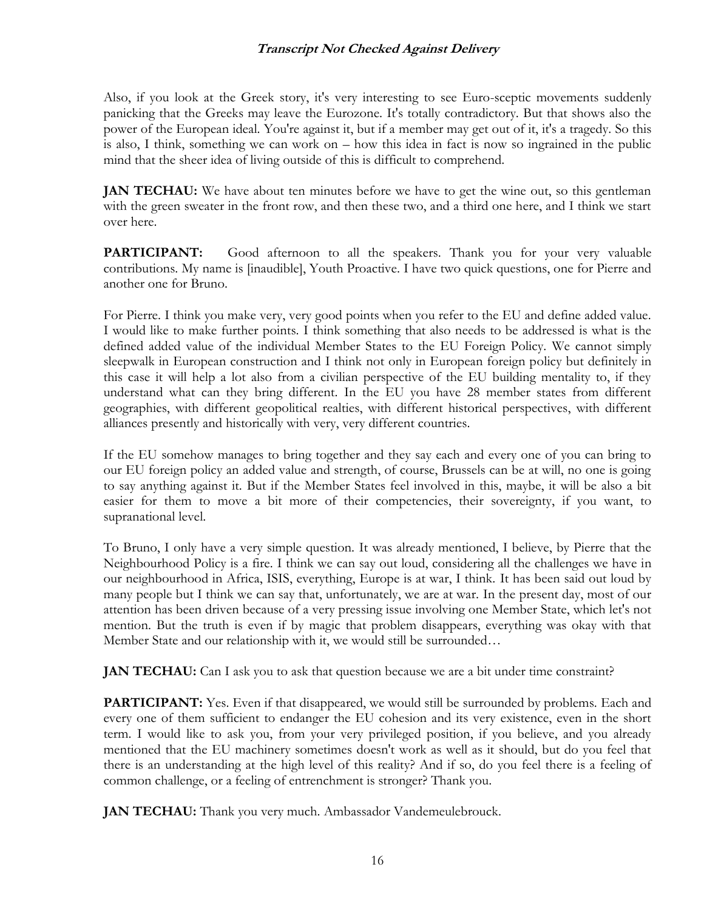Also, if you look at the Greek story, it's very interesting to see Euro-sceptic movements suddenly panicking that the Greeks may leave the Eurozone. It's totally contradictory. But that shows also the power of the European ideal. You're against it, but if a member may get out of it, it's a tragedy. So this is also, I think, something we can work on – how this idea in fact is now so ingrained in the public mind that the sheer idea of living outside of this is difficult to comprehend.

**JAN TECHAU:** We have about ten minutes before we have to get the wine out, so this gentleman with the green sweater in the front row, and then these two, and a third one here, and I think we start over here.

**PARTICIPANT:** Good afternoon to all the speakers. Thank you for your very valuable contributions. My name is [inaudible], Youth Proactive. I have two quick questions, one for Pierre and another one for Bruno.

For Pierre. I think you make very, very good points when you refer to the EU and define added value. I would like to make further points. I think something that also needs to be addressed is what is the defined added value of the individual Member States to the EU Foreign Policy. We cannot simply sleepwalk in European construction and I think not only in European foreign policy but definitely in this case it will help a lot also from a civilian perspective of the EU building mentality to, if they understand what can they bring different. In the EU you have 28 member states from different geographies, with different geopolitical realties, with different historical perspectives, with different alliances presently and historically with very, very different countries.

If the EU somehow manages to bring together and they say each and every one of you can bring to our EU foreign policy an added value and strength, of course, Brussels can be at will, no one is going to say anything against it. But if the Member States feel involved in this, maybe, it will be also a bit easier for them to move a bit more of their competencies, their sovereignty, if you want, to supranational level.

To Bruno, I only have a very simple question. It was already mentioned, I believe, by Pierre that the Neighbourhood Policy is a fire. I think we can say out loud, considering all the challenges we have in our neighbourhood in Africa, ISIS, everything, Europe is at war, I think. It has been said out loud by many people but I think we can say that, unfortunately, we are at war. In the present day, most of our attention has been driven because of a very pressing issue involving one Member State, which let's not mention. But the truth is even if by magic that problem disappears, everything was okay with that Member State and our relationship with it, we would still be surrounded…

**JAN TECHAU:** Can I ask you to ask that question because we are a bit under time constraint?

**PARTICIPANT:** Yes. Even if that disappeared, we would still be surrounded by problems. Each and every one of them sufficient to endanger the EU cohesion and its very existence, even in the short term. I would like to ask you, from your very privileged position, if you believe, and you already mentioned that the EU machinery sometimes doesn't work as well as it should, but do you feel that there is an understanding at the high level of this reality? And if so, do you feel there is a feeling of common challenge, or a feeling of entrenchment is stronger? Thank you.

**JAN TECHAU:** Thank you very much. Ambassador Vandemeulebrouck.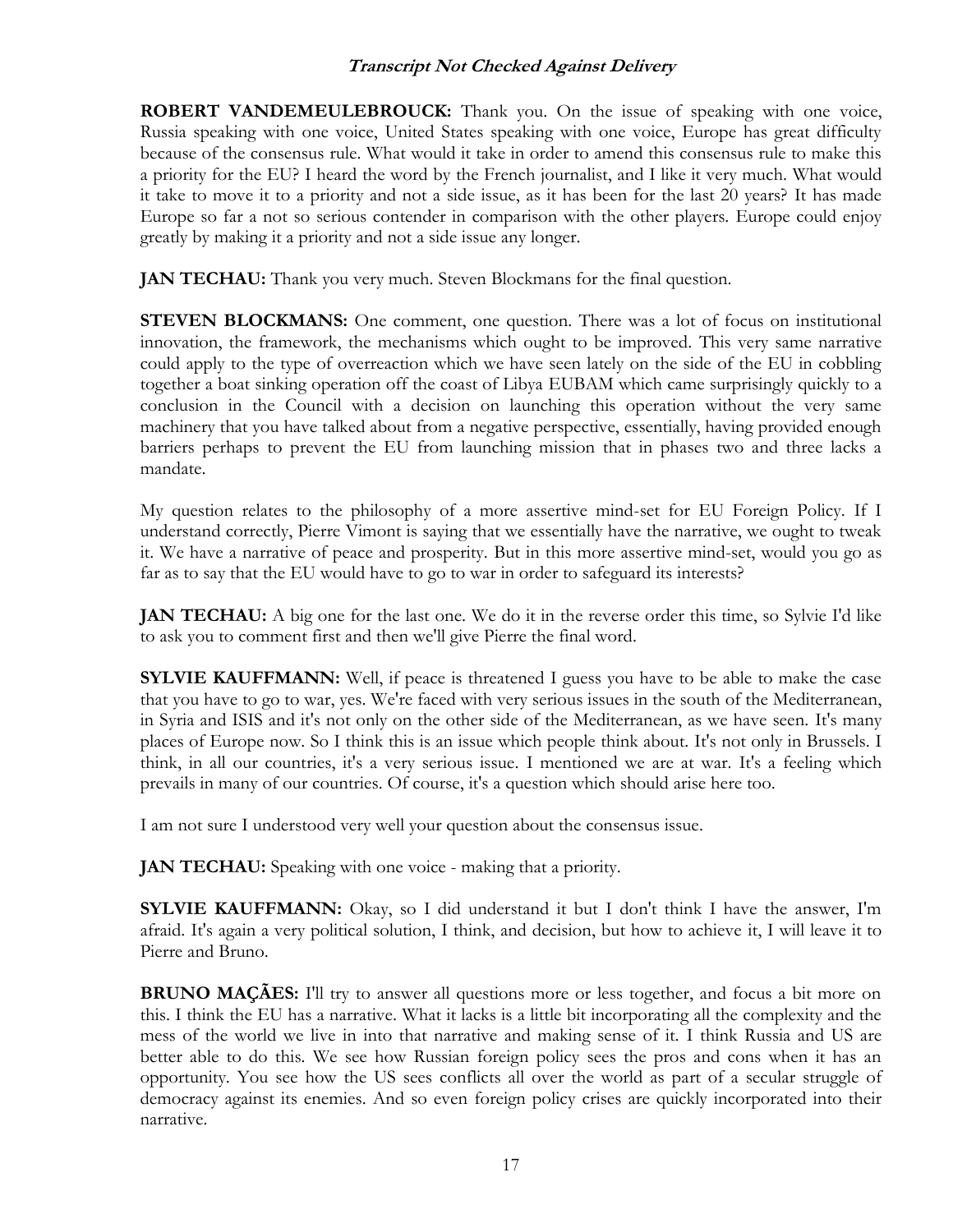**ROBERT VANDEMEULEBROUCK:** Thank you. On the issue of speaking with one voice, Russia speaking with one voice, United States speaking with one voice, Europe has great difficulty because of the consensus rule. What would it take in order to amend this consensus rule to make this a priority for the EU? I heard the word by the French journalist, and I like it very much. What would it take to move it to a priority and not a side issue, as it has been for the last 20 years? It has made Europe so far a not so serious contender in comparison with the other players. Europe could enjoy greatly by making it a priority and not a side issue any longer.

**JAN TECHAU:** Thank you very much. Steven Blockmans for the final question.

**STEVEN BLOCKMANS:** One comment, one question. There was a lot of focus on institutional innovation, the framework, the mechanisms which ought to be improved. This very same narrative could apply to the type of overreaction which we have seen lately on the side of the EU in cobbling together a boat sinking operation off the coast of Libya EUBAM which came surprisingly quickly to a conclusion in the Council with a decision on launching this operation without the very same machinery that you have talked about from a negative perspective, essentially, having provided enough barriers perhaps to prevent the EU from launching mission that in phases two and three lacks a mandate.

My question relates to the philosophy of a more assertive mind-set for EU Foreign Policy. If I understand correctly, Pierre Vimont is saying that we essentially have the narrative, we ought to tweak it. We have a narrative of peace and prosperity. But in this more assertive mind-set, would you go as far as to say that the EU would have to go to war in order to safeguard its interests?

**JAN TECHAU:** A big one for the last one. We do it in the reverse order this time, so Sylvie I'd like to ask you to comment first and then we'll give Pierre the final word.

**SYLVIE KAUFFMANN:** Well, if peace is threatened I guess you have to be able to make the case that you have to go to war, yes. We're faced with very serious issues in the south of the Mediterranean, in Syria and ISIS and it's not only on the other side of the Mediterranean, as we have seen. It's many places of Europe now. So I think this is an issue which people think about. It's not only in Brussels. I think, in all our countries, it's a very serious issue. I mentioned we are at war. It's a feeling which prevails in many of our countries. Of course, it's a question which should arise here too.

I am not sure I understood very well your question about the consensus issue.

**JAN TECHAU:** Speaking with one voice - making that a priority.

**SYLVIE KAUFFMANN:** Okay, so I did understand it but I don't think I have the answer, I'm afraid. It's again a very political solution, I think, and decision, but how to achieve it, I will leave it to Pierre and Bruno.

**BRUNO MAÇÃES:** I'll try to answer all questions more or less together, and focus a bit more on this. I think the EU has a narrative. What it lacks is a little bit incorporating all the complexity and the mess of the world we live in into that narrative and making sense of it. I think Russia and US are better able to do this. We see how Russian foreign policy sees the pros and cons when it has an opportunity. You see how the US sees conflicts all over the world as part of a secular struggle of democracy against its enemies. And so even foreign policy crises are quickly incorporated into their narrative.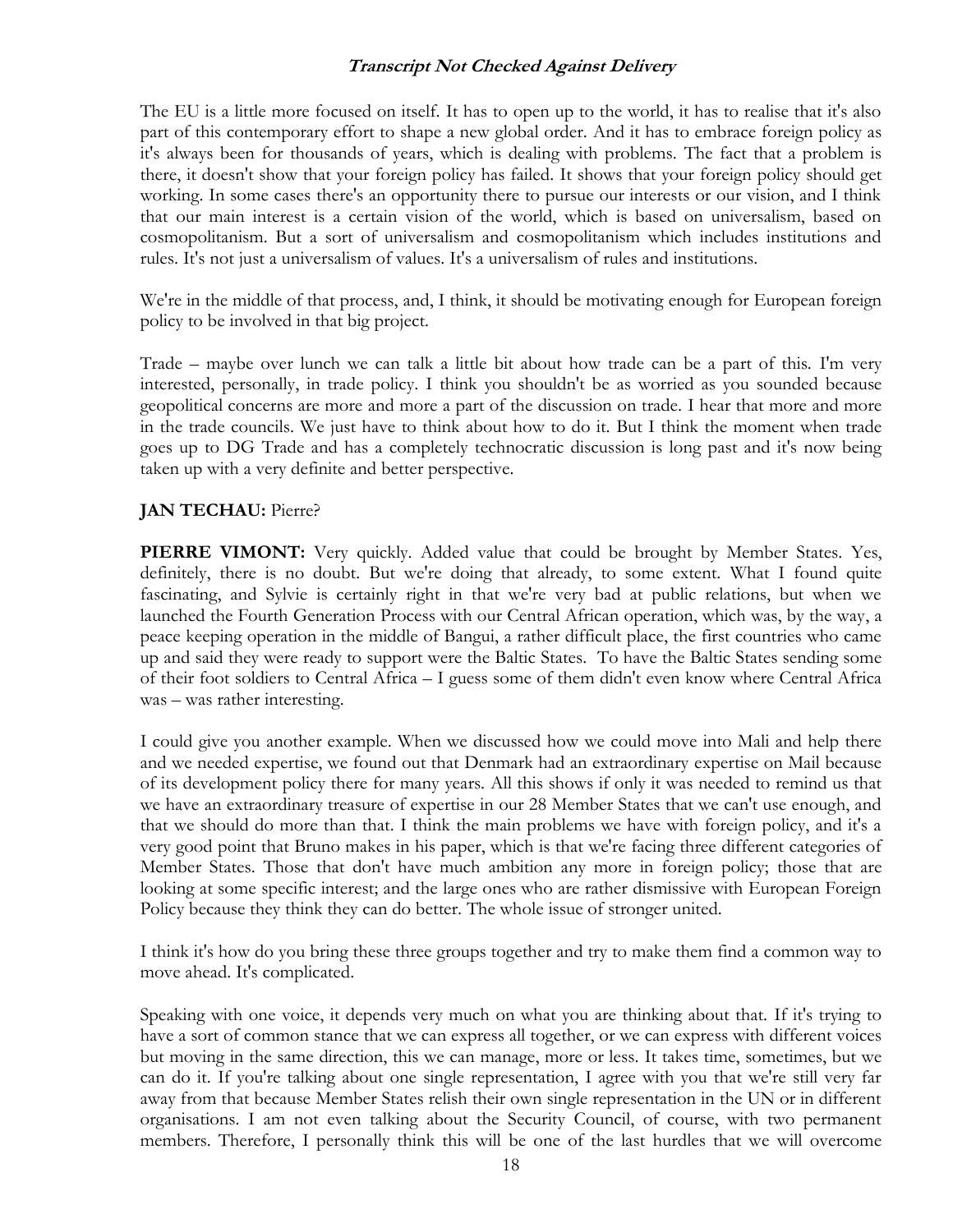The EU is a little more focused on itself. It has to open up to the world, it has to realise that it's also part of this contemporary effort to shape a new global order. And it has to embrace foreign policy as it's always been for thousands of years, which is dealing with problems. The fact that a problem is there, it doesn't show that your foreign policy has failed. It shows that your foreign policy should get working. In some cases there's an opportunity there to pursue our interests or our vision, and I think that our main interest is a certain vision of the world, which is based on universalism, based on cosmopolitanism. But a sort of universalism and cosmopolitanism which includes institutions and rules. It's not just a universalism of values. It's a universalism of rules and institutions.

We're in the middle of that process, and, I think, it should be motivating enough for European foreign policy to be involved in that big project.

Trade – maybe over lunch we can talk a little bit about how trade can be a part of this. I'm very interested, personally, in trade policy. I think you shouldn't be as worried as you sounded because geopolitical concerns are more and more a part of the discussion on trade. I hear that more and more in the trade councils. We just have to think about how to do it. But I think the moment when trade goes up to DG Trade and has a completely technocratic discussion is long past and it's now being taken up with a very definite and better perspective.

**JAN TECHAU:** Pierre?

**PIERRE VIMONT:** Very quickly. Added value that could be brought by Member States. Yes, definitely, there is no doubt. But we're doing that already, to some extent. What I found quite fascinating, and Sylvie is certainly right in that we're very bad at public relations, but when we launched the Fourth Generation Process with our Central African operation, which was, by the way, a peace keeping operation in the middle of Bangui, a rather difficult place, the first countries who came up and said they were ready to support were the Baltic States. To have the Baltic States sending some of their foot soldiers to Central Africa – I guess some of them didn't even know where Central Africa was – was rather interesting.

I could give you another example. When we discussed how we could move into Mali and help there and we needed expertise, we found out that Denmark had an extraordinary expertise on Mail because of its development policy there for many years. All this shows if only it was needed to remind us that we have an extraordinary treasure of expertise in our 28 Member States that we can't use enough, and that we should do more than that. I think the main problems we have with foreign policy, and it's a very good point that Bruno makes in his paper, which is that we're facing three different categories of Member States. Those that don't have much ambition any more in foreign policy; those that are looking at some specific interest; and the large ones who are rather dismissive with European Foreign Policy because they think they can do better. The whole issue of stronger united.

I think it's how do you bring these three groups together and try to make them find a common way to move ahead. It's complicated.

Speaking with one voice, it depends very much on what you are thinking about that. If it's trying to have a sort of common stance that we can express all together, or we can express with different voices but moving in the same direction, this we can manage, more or less. It takes time, sometimes, but we can do it. If you're talking about one single representation, I agree with you that we're still very far away from that because Member States relish their own single representation in the UN or in different organisations. I am not even talking about the Security Council, of course, with two permanent members. Therefore, I personally think this will be one of the last hurdles that we will overcome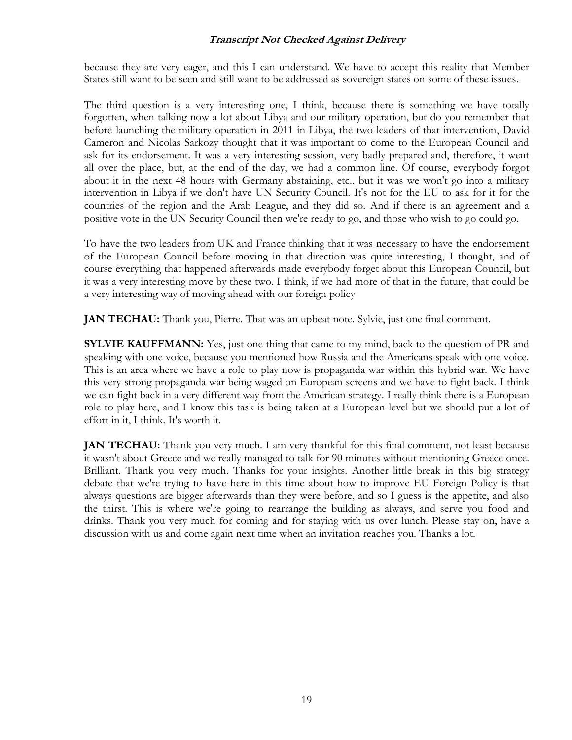because they are very eager, and this I can understand. We have to accept this reality that Member States still want to be seen and still want to be addressed as sovereign states on some of these issues.

The third question is a very interesting one, I think, because there is something we have totally forgotten, when talking now a lot about Libya and our military operation, but do you remember that before launching the military operation in 2011 in Libya, the two leaders of that intervention, David Cameron and Nicolas Sarkozy thought that it was important to come to the European Council and ask for its endorsement. It was a very interesting session, very badly prepared and, therefore, it went all over the place, but, at the end of the day, we had a common line. Of course, everybody forgot about it in the next 48 hours with Germany abstaining, etc., but it was we won't go into a military intervention in Libya if we don't have UN Security Council. It's not for the EU to ask for it for the countries of the region and the Arab League, and they did so. And if there is an agreement and a positive vote in the UN Security Council then we're ready to go, and those who wish to go could go.

To have the two leaders from UK and France thinking that it was necessary to have the endorsement of the European Council before moving in that direction was quite interesting, I thought, and of course everything that happened afterwards made everybody forget about this European Council, but it was a very interesting move by these two. I think, if we had more of that in the future, that could be a very interesting way of moving ahead with our foreign policy

**JAN TECHAU:** Thank you, Pierre. That was an upbeat note. Sylvie, just one final comment.

**SYLVIE KAUFFMANN:** Yes, just one thing that came to my mind, back to the question of PR and speaking with one voice, because you mentioned how Russia and the Americans speak with one voice. This is an area where we have a role to play now is propaganda war within this hybrid war. We have this very strong propaganda war being waged on European screens and we have to fight back. I think we can fight back in a very different way from the American strategy. I really think there is a European role to play here, and I know this task is being taken at a European level but we should put a lot of effort in it, I think. It's worth it.

**JAN TECHAU:** Thank you very much. I am very thankful for this final comment, not least because it wasn't about Greece and we really managed to talk for 90 minutes without mentioning Greece once. Brilliant. Thank you very much. Thanks for your insights. Another little break in this big strategy debate that we're trying to have here in this time about how to improve EU Foreign Policy is that always questions are bigger afterwards than they were before, and so I guess is the appetite, and also the thirst. This is where we're going to rearrange the building as always, and serve you food and drinks. Thank you very much for coming and for staying with us over lunch. Please stay on, have a discussion with us and come again next time when an invitation reaches you. Thanks a lot.